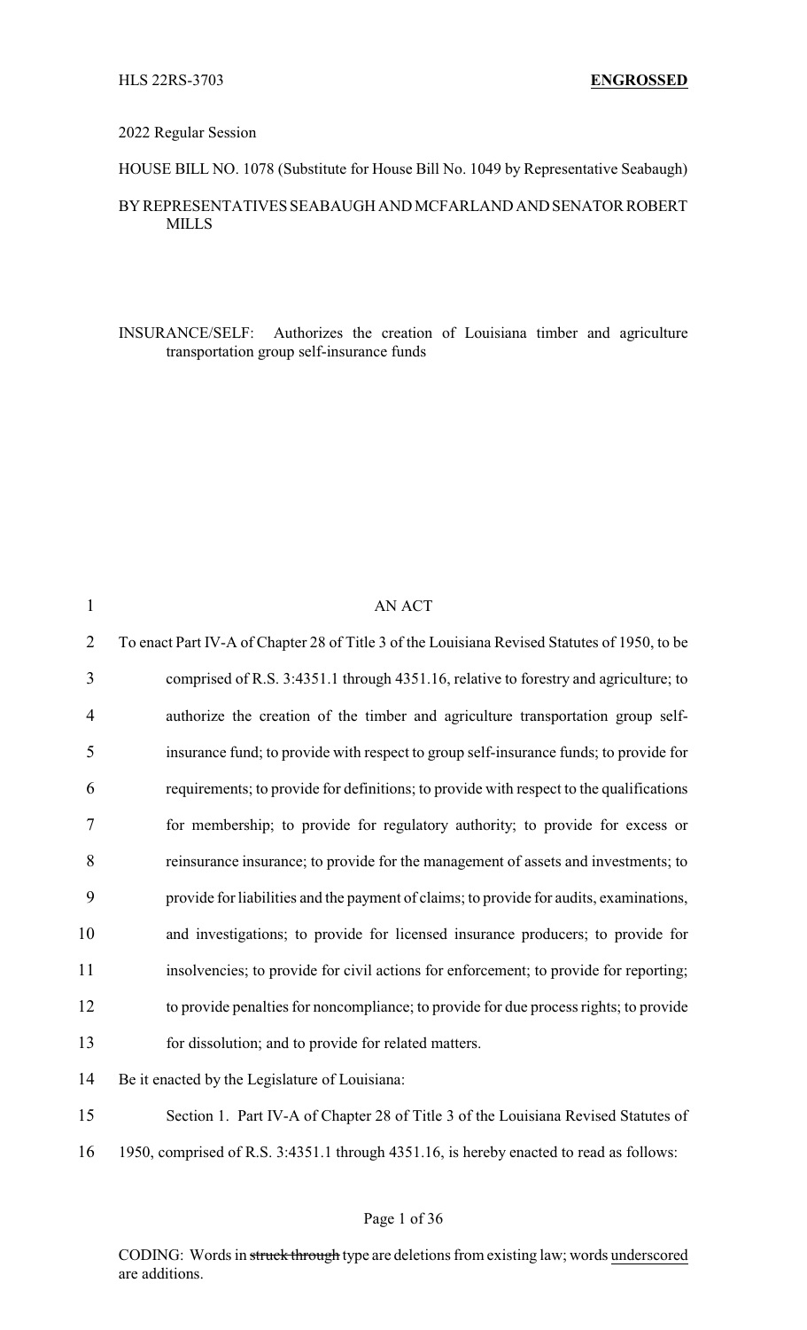HLS 22RS-3703 **ENGROSSED**

2022 Regular Session

HOUSE BILL NO. 1078 (Substitute for House Bill No. 1049 by Representative Seabaugh)

BY REPRESENTATIVES SEABAUGH AND MCFARLAND AND SENATOR ROBERT MILLS

INSURANCE/SELF: Authorizes the creation of Louisiana timber and agriculture transportation group self-insurance funds

AN ACT

To enact Part IV-A of Chapter 28 of Title 3 of the Louisiana Revised Statutes of 1950, to be comprised of R.S. 3:4351.1 through 4351.16, relative to forestry and agriculture; to authorize the creation of the timber and agriculture transportation group self-insurance fund; to provide with respect to group self-insurance funds; to provide for requirements; to provide for definitions; to provide with respect to the qualifications for membership; to provide for regulatory authority; to provide for excess or reinsurance insurance; to provide for the management of assets and investments; to provide for liabilities and the payment of claims; to provide for audits, examinations, and investigations; to provide for licensed insurance producers; to provide for insolvencies; to provide for civil actions for enforcement; to provide for reporting; to provide penalties for noncompliance; to provide for due process rights; to provide for dissolution; and to provide for related matters.

Be it enacted by the Legislature of Louisiana:

Section 1. Part IV-A of Chapter 28 of Title 3 of the Louisiana Revised Statutes of 1950, comprised of R.S. 3:4351.1 through 4351.16, is hereby enacted to read as follows:

CODING: Words in ~~struck through~~ type are deletions from existing law; words underscored are additions.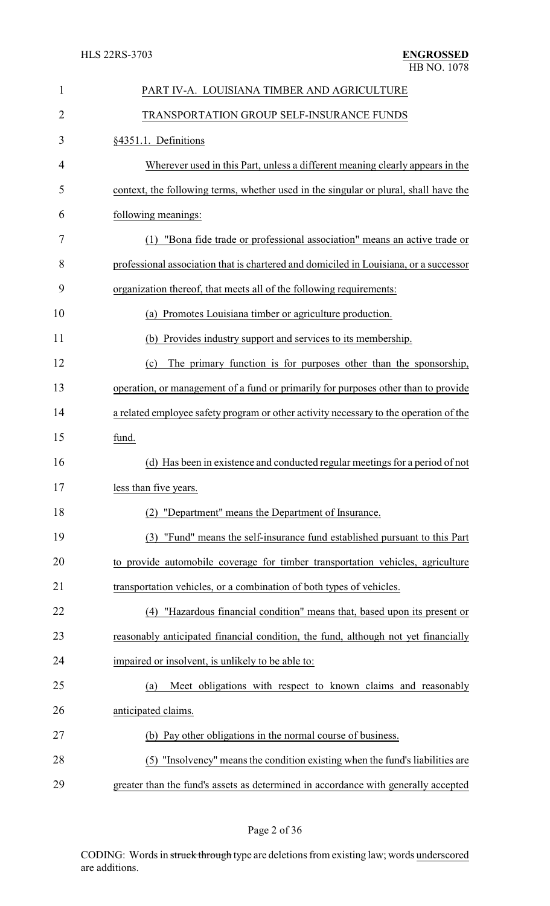PART IV-A. LOUISIANA TIMBER AND AGRICULTURE TRANSPORTATION GROUP SELF-INSURANCE FUNDS

§4351.1. Definitions

Wherever used in this Part, unless a different meaning clearly appears in the context, the following terms, whether used in the singular or plural, shall have the following meanings:

(1) "Bona fide trade or professional association" means an active trade or professional association that is chartered and domiciled in Louisiana, or a successor organization thereof, that meets all of the following requirements:

(a) Promotes Louisiana timber or agriculture production.

(b) Provides industry support and services to its membership.

(c) The primary function is for purposes other than the sponsorship, operation, or management of a fund or primarily for purposes other than to provide a related employee safety program or other activity necessary to the operation of the fund.

(d) Has been in existence and conducted regular meetings for a period of not less than five years.

(2) "Department" means the Department of Insurance.

(3) "Fund" means the self-insurance fund established pursuant to this Part to provide automobile coverage for timber transportation vehicles, agriculture transportation vehicles, or a combination of both types of vehicles.

(4) "Hazardous financial condition" means that, based upon its present or reasonably anticipated financial condition, the fund, although not yet financially impaired or insolvent, is unlikely to be able to:

(a) Meet obligations with respect to known claims and reasonably anticipated claims.

(b) Pay other obligations in the normal course of business.

(5) "Insolvency" means the condition existing when the fund's liabilities are greater than the fund's assets as determined in accordance with generally accepted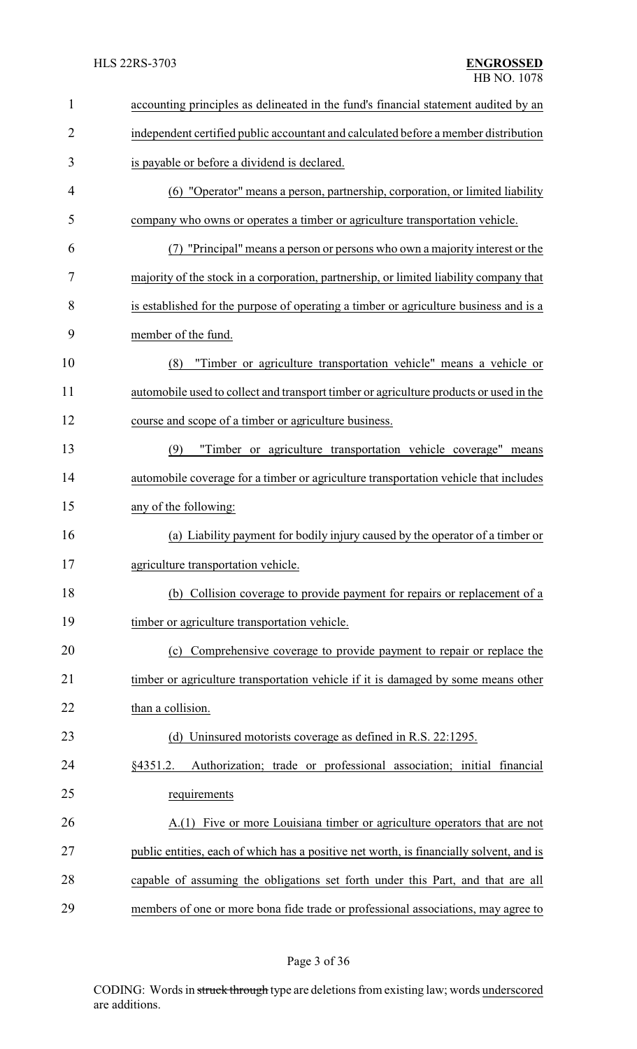accounting principles as delineated in the fund's financial statement audited by an independent certified public accountant and calculated before a member distribution is payable or before a dividend is declared.

(6) "Operator" means a person, partnership, corporation, or limited liability company who owns or operates a timber or agriculture transportation vehicle.

(7) "Principal" means a person or persons who own a majority interest or the majority of the stock in a corporation, partnership, or limited liability company that is established for the purpose of operating a timber or agriculture business and is a member of the fund.

(8) "Timber or agriculture transportation vehicle" means a vehicle or automobile used to collect and transport timber or agriculture products or used in the course and scope of a timber or agriculture business.

(9) "Timber or agriculture transportation vehicle coverage" means automobile coverage for a timber or agriculture transportation vehicle that includes any of the following:

(a) Liability payment for bodily injury caused by the operator of a timber or agriculture transportation vehicle.

(b) Collision coverage to provide payment for repairs or replacement of a timber or agriculture transportation vehicle.

(c) Comprehensive coverage to provide payment to repair or replace the timber or agriculture transportation vehicle if it is damaged by some means other than a collision.

(d) Uninsured motorists coverage as defined in R.S. 22:1295.

§4351.2. Authorization; trade or professional association; initial financial requirements

A.(1) Five or more Louisiana timber or agriculture operators that are not public entities, each of which has a positive net worth, is financially solvent, and is capable of assuming the obligations set forth under this Part, and that are all members of one or more bona fide trade or professional associations, may agree to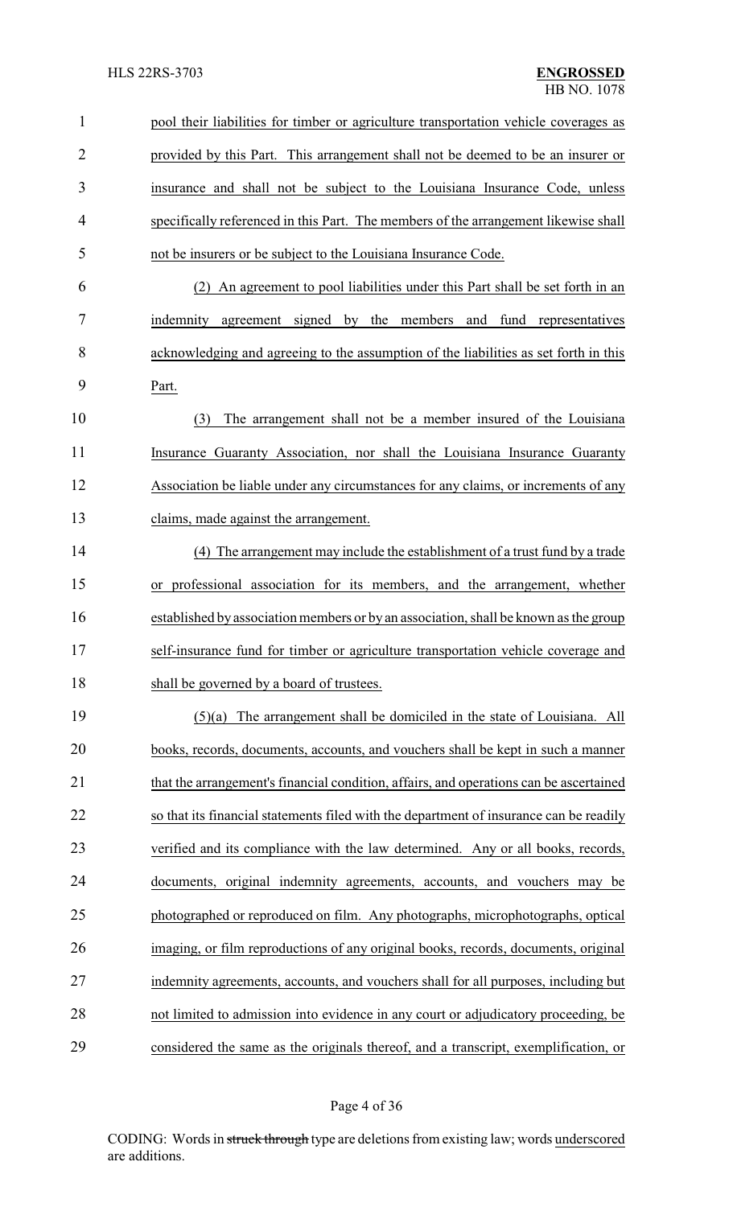pool their liabilities for timber or agriculture transportation vehicle coverages as provided by this Part. This arrangement shall not be deemed to be an insurer or insurance and shall not be subject to the Louisiana Insurance Code, unless specifically referenced in this Part. The members of the arrangement likewise shall not be insurers or be subject to the Louisiana Insurance Code.

(2) An agreement to pool liabilities under this Part shall be set forth in an indemnity agreement signed by the members and fund representatives acknowledging and agreeing to the assumption of the liabilities as set forth in this Part.

(3) The arrangement shall not be a member insured of the Louisiana Insurance Guaranty Association, nor shall the Louisiana Insurance Guaranty Association be liable under any circumstances for any claims, or increments of any claims, made against the arrangement.

(4) The arrangement may include the establishment of a trust fund by a trade or professional association for its members, and the arrangement, whether established by association members or by an association, shall be known as the group self-insurance fund for timber or agriculture transportation vehicle coverage and shall be governed by a board of trustees.

(5)(a) The arrangement shall be domiciled in the state of Louisiana. All books, records, documents, accounts, and vouchers shall be kept in such a manner that the arrangement's financial condition, affairs, and operations can be ascertained so that its financial statements filed with the department of insurance can be readily verified and its compliance with the law determined. Any or all books, records, documents, original indemnity agreements, accounts, and vouchers may be photographed or reproduced on film. Any photographs, microphotographs, optical imaging, or film reproductions of any original books, records, documents, original indemnity agreements, accounts, and vouchers shall for all purposes, including but not limited to admission into evidence in any court or adjudicatory proceeding, be considered the same as the originals thereof, and a transcript, exemplification, or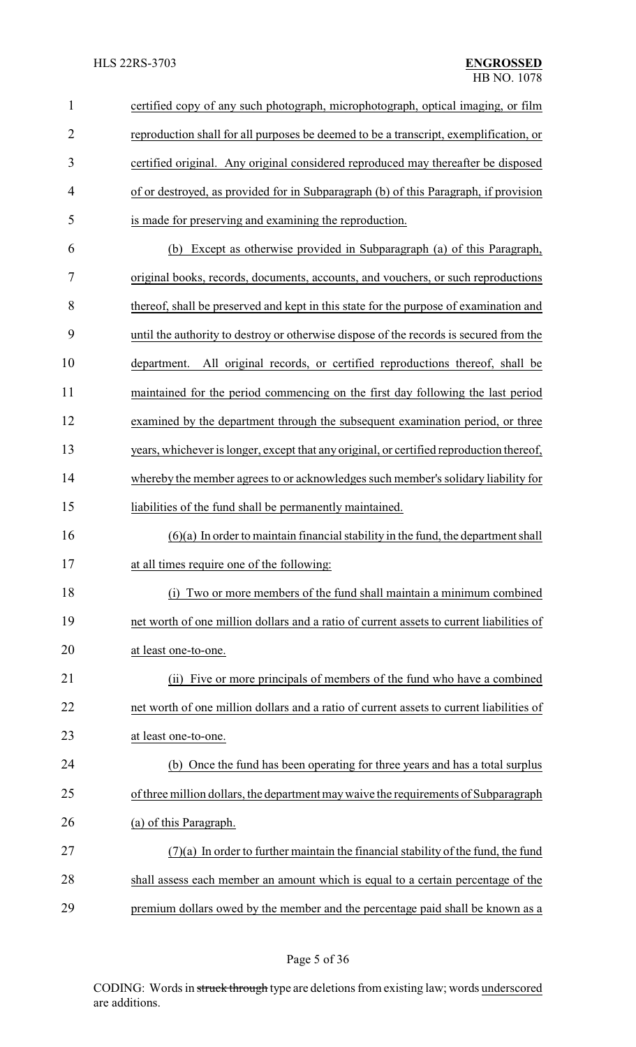certified copy of any such photograph, microphotograph, optical imaging, or film reproduction shall for all purposes be deemed to be a transcript, exemplification, or certified original. Any original considered reproduced may thereafter be disposed of or destroyed, as provided for in Subparagraph (b) of this Paragraph, if provision is made for preserving and examining the reproduction.

(b) Except as otherwise provided in Subparagraph (a) of this Paragraph, original books, records, documents, accounts, and vouchers, or such reproductions thereof, shall be preserved and kept in this state for the purpose of examination and until the authority to destroy or otherwise dispose of the records is secured from the department. All original records, or certified reproductions thereof, shall be maintained for the period commencing on the first day following the last period examined by the department through the subsequent examination period, or three years, whichever is longer, except that any original, or certified reproduction thereof, whereby the member agrees to or acknowledges such member's solidary liability for liabilities of the fund shall be permanently maintained.

(6)(a) In order to maintain financial stability in the fund, the department shall at all times require one of the following:

(i) Two or more members of the fund shall maintain a minimum combined net worth of one million dollars and a ratio of current assets to current liabilities of at least one-to-one.

(ii) Five or more principals of members of the fund who have a combined net worth of one million dollars and a ratio of current assets to current liabilities of at least one-to-one.

(b) Once the fund has been operating for three years and has a total surplus of three million dollars, the department may waive the requirements of Subparagraph (a) of this Paragraph.

(7)(a) In order to further maintain the financial stability of the fund, the fund shall assess each member an amount which is equal to a certain percentage of the premium dollars owed by the member and the percentage paid shall be known as a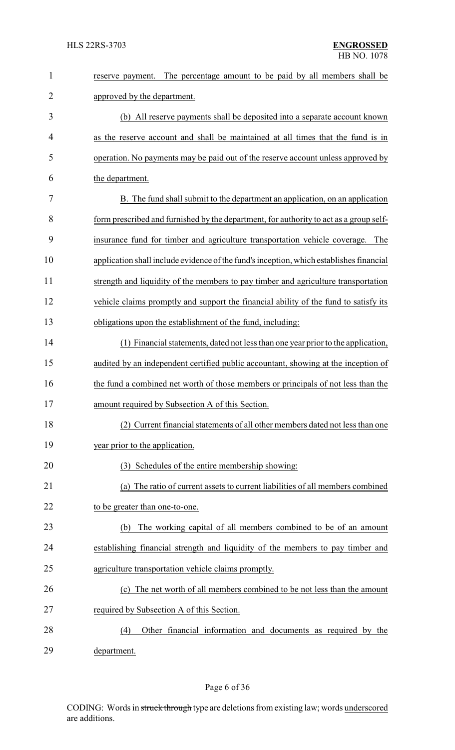reserve payment. The percentage amount to be paid by all members shall be approved by the department.

(b) All reserve payments shall be deposited into a separate account known as the reserve account and shall be maintained at all times that the fund is in operation. No payments may be paid out of the reserve account unless approved by the department.

B. The fund shall submit to the department an application, on an application form prescribed and furnished by the department, for authority to act as a group self-insurance fund for timber and agriculture transportation vehicle coverage. The application shall include evidence of the fund's inception, which establishes financial strength and liquidity of the members to pay timber and agriculture transportation vehicle claims promptly and support the financial ability of the fund to satisfy its obligations upon the establishment of the fund, including:

(1) Financial statements, dated not less than one year prior to the application, audited by an independent certified public accountant, showing at the inception of the fund a combined net worth of those members or principals of not less than the amount required by Subsection A of this Section.

(2) Current financial statements of all other members dated not less than one year prior to the application.

(3) Schedules of the entire membership showing:

(a) The ratio of current assets to current liabilities of all members combined to be greater than one-to-one.

(b) The working capital of all members combined to be of an amount establishing financial strength and liquidity of the members to pay timber and agriculture transportation vehicle claims promptly.

(c) The net worth of all members combined to be not less than the amount required by Subsection A of this Section.

(4) Other financial information and documents as required by the department.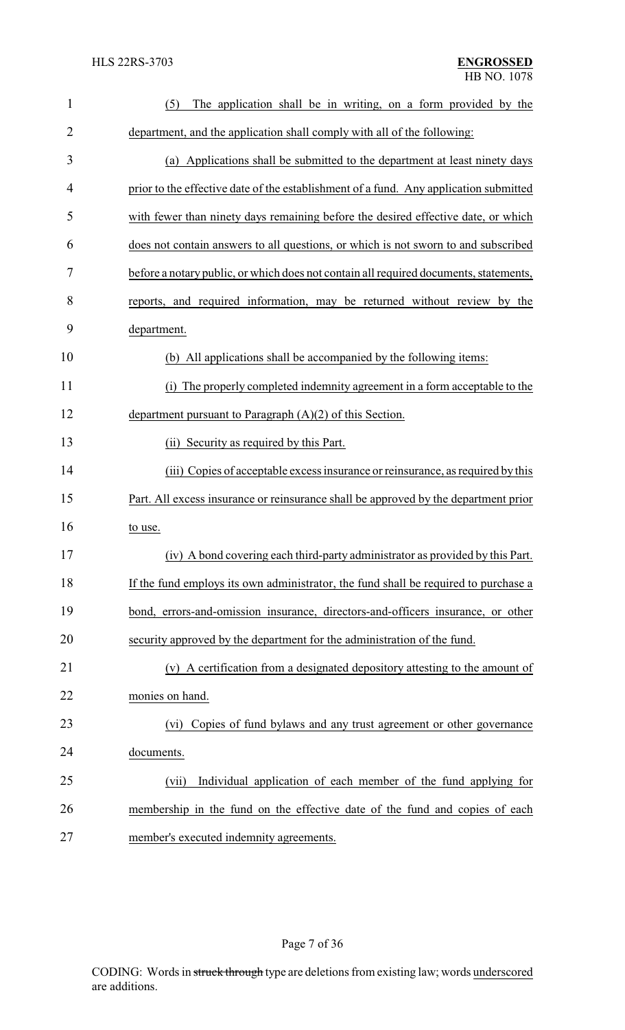(5) The application shall be in writing, on a form provided by the department, and the application shall comply with all of the following:

(a) Applications shall be submitted to the department at least ninety days prior to the effective date of the establishment of a fund. Any application submitted with fewer than ninety days remaining before the desired effective date, or which does not contain answers to all questions, or which is not sworn to and subscribed before a notary public, or which does not contain all required documents, statements, reports, and required information, may be returned without review by the department.

(b) All applications shall be accompanied by the following items:

(i) The properly completed indemnity agreement in a form acceptable to the department pursuant to Paragraph (A)(2) of this Section.

(ii) Security as required by this Part.

(iii) Copies of acceptable excess insurance or reinsurance, as required by this Part. All excess insurance or reinsurance shall be approved by the department prior to use.

(iv) A bond covering each third-party administrator as provided by this Part. If the fund employs its own administrator, the fund shall be required to purchase a bond, errors-and-omission insurance, directors-and-officers insurance, or other security approved by the department for the administration of the fund.

(v) A certification from a designated depository attesting to the amount of monies on hand.

(vi) Copies of fund bylaws and any trust agreement or other governance documents.

(vii) Individual application of each member of the fund applying for membership in the fund on the effective date of the fund and copies of each member's executed indemnity agreements.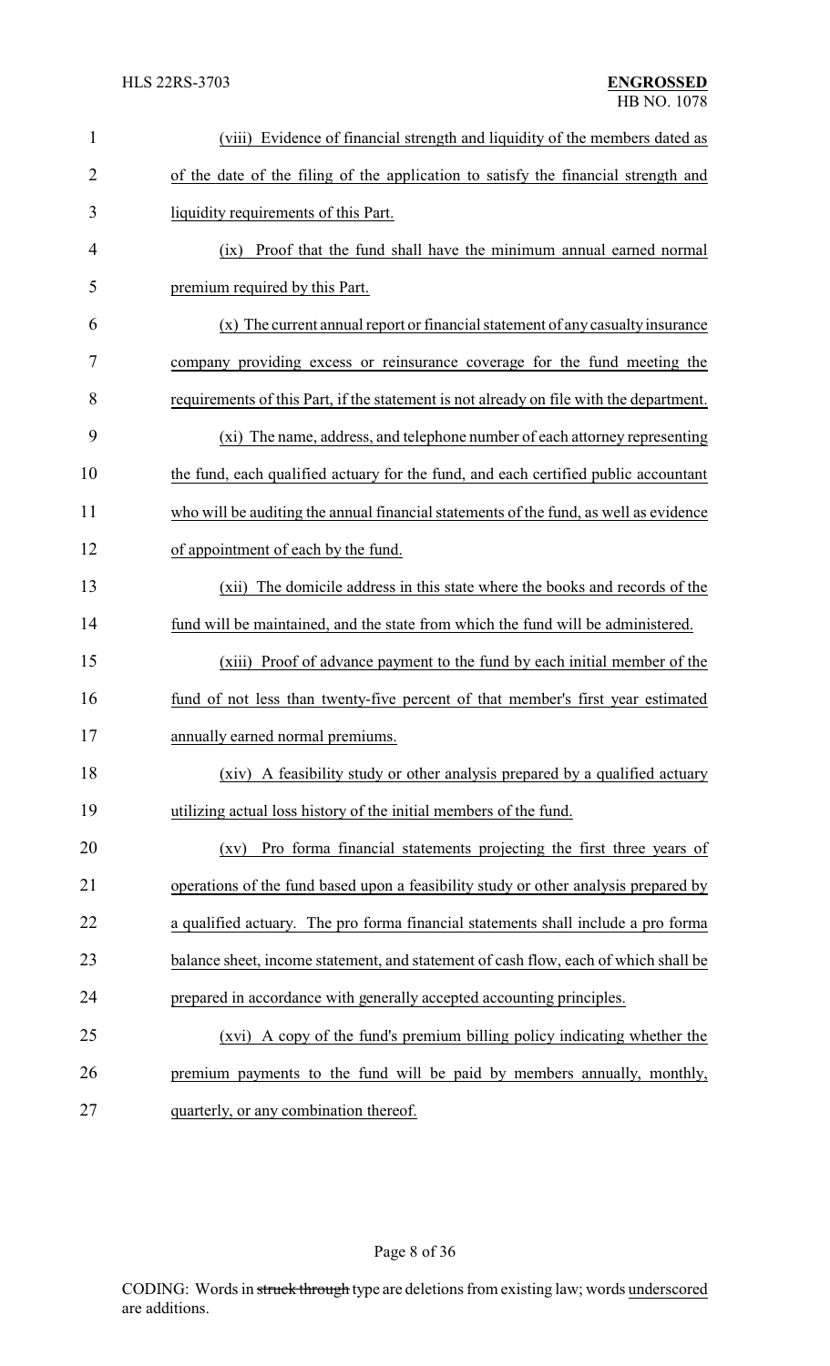(viii) Evidence of financial strength and liquidity of the members dated as of the date of the filing of the application to satisfy the financial strength and liquidity requirements of this Part.

(ix) Proof that the fund shall have the minimum annual earned normal premium required by this Part.

(x) The current annual report or financial statement of any casualty insurance company providing excess or reinsurance coverage for the fund meeting the requirements of this Part, if the statement is not already on file with the department.

(xi) The name, address, and telephone number of each attorney representing the fund, each qualified actuary for the fund, and each certified public accountant who will be auditing the annual financial statements of the fund, as well as evidence of appointment of each by the fund.

(xii) The domicile address in this state where the books and records of the fund will be maintained, and the state from which the fund will be administered.

(xiii) Proof of advance payment to the fund by each initial member of the fund of not less than twenty-five percent of that member's first year estimated annually earned normal premiums.

(xiv) A feasibility study or other analysis prepared by a qualified actuary utilizing actual loss history of the initial members of the fund.

(xv) Pro forma financial statements projecting the first three years of operations of the fund based upon a feasibility study or other analysis prepared by a qualified actuary. The pro forma financial statements shall include a pro forma balance sheet, income statement, and statement of cash flow, each of which shall be prepared in accordance with generally accepted accounting principles.

(xvi) A copy of the fund's premium billing policy indicating whether the premium payments to the fund will be paid by members annually, monthly, quarterly, or any combination thereof.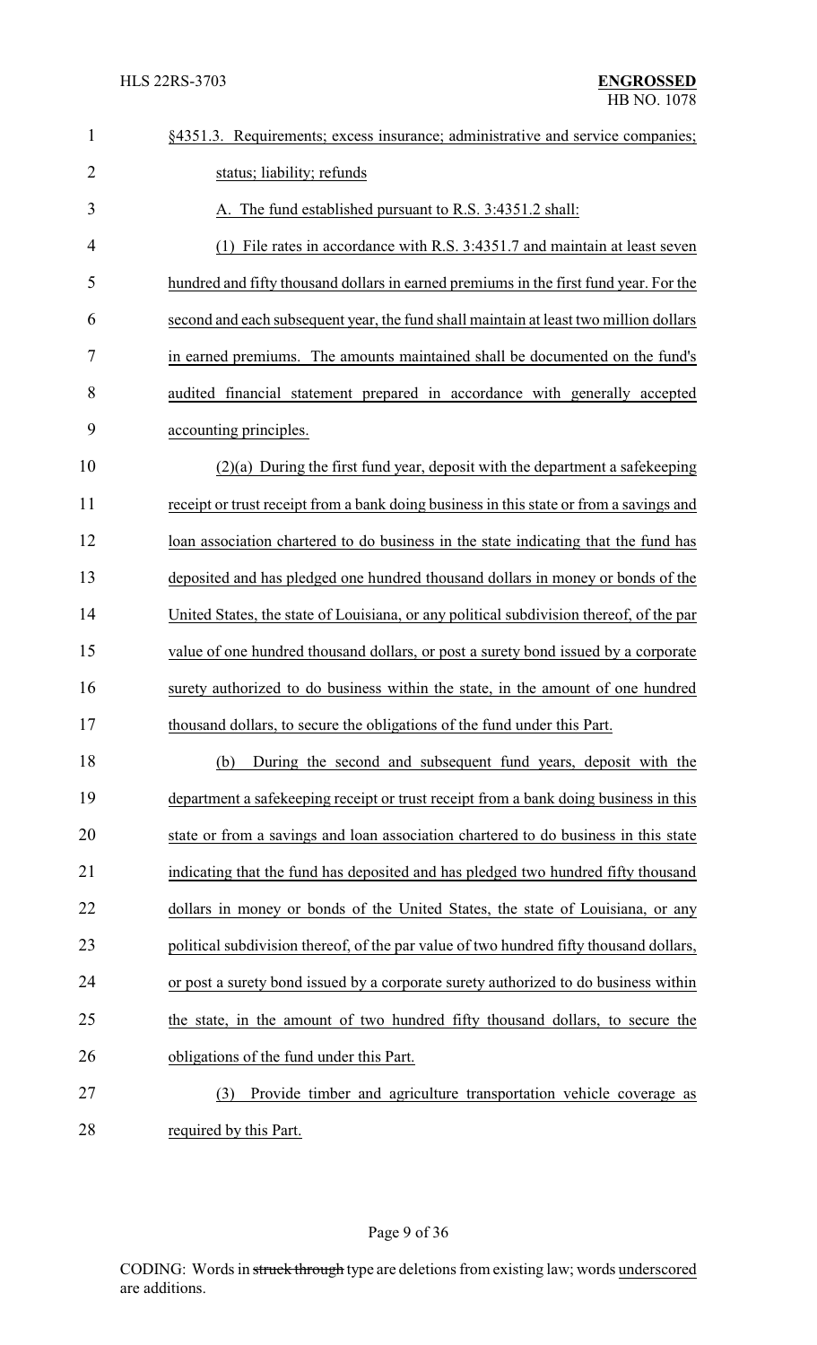§4351.3. Requirements; excess insurance; administrative and service companies; status; liability; refunds

A. The fund established pursuant to R.S. 3:4351.2 shall:

(1) File rates in accordance with R.S. 3:4351.7 and maintain at least seven hundred and fifty thousand dollars in earned premiums in the first fund year. For the second and each subsequent year, the fund shall maintain at least two million dollars in earned premiums. The amounts maintained shall be documented on the fund's audited financial statement prepared in accordance with generally accepted accounting principles.

(2)(a) During the first fund year, deposit with the department a safekeeping receipt or trust receipt from a bank doing business in this state or from a savings and loan association chartered to do business in the state indicating that the fund has deposited and has pledged one hundred thousand dollars in money or bonds of the United States, the state of Louisiana, or any political subdivision thereof, of the par value of one hundred thousand dollars, or post a surety bond issued by a corporate surety authorized to do business within the state, in the amount of one hundred thousand dollars, to secure the obligations of the fund under this Part.

(b) During the second and subsequent fund years, deposit with the department a safekeeping receipt or trust receipt from a bank doing business in this state or from a savings and loan association chartered to do business in this state indicating that the fund has deposited and has pledged two hundred fifty thousand dollars in money or bonds of the United States, the state of Louisiana, or any political subdivision thereof, of the par value of two hundred fifty thousand dollars, or post a surety bond issued by a corporate surety authorized to do business within the state, in the amount of two hundred fifty thousand dollars, to secure the obligations of the fund under this Part.

(3) Provide timber and agriculture transportation vehicle coverage as required by this Part.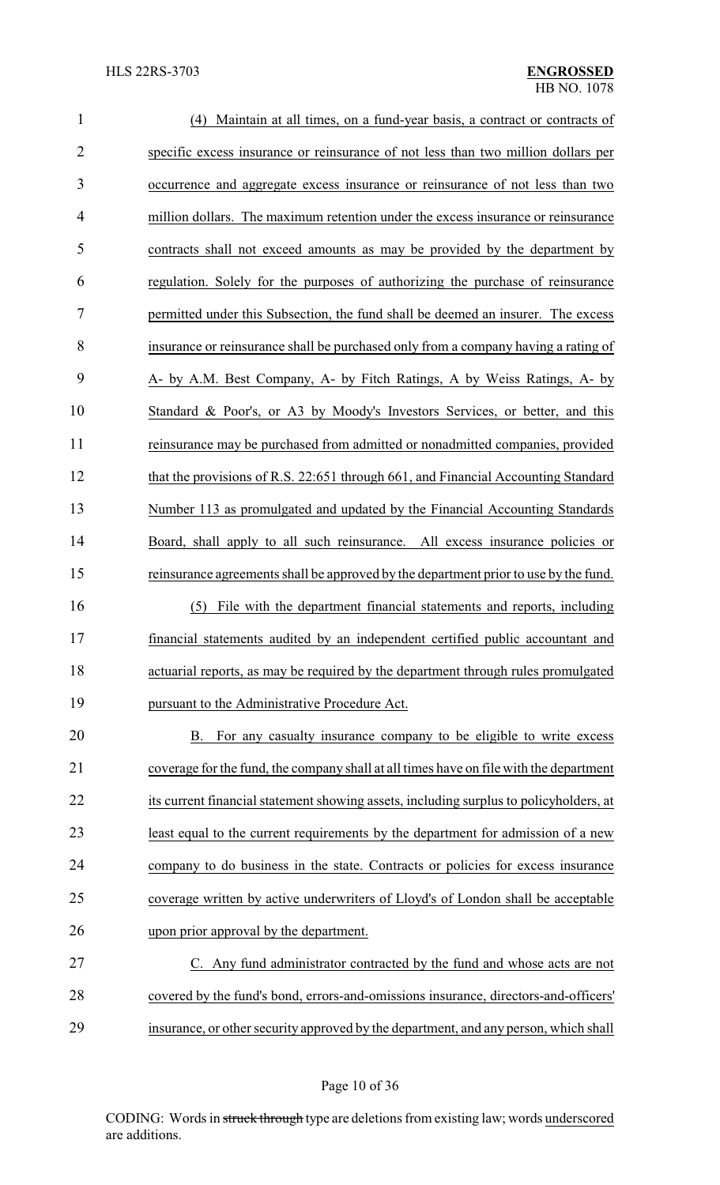(4) Maintain at all times, on a fund-year basis, a contract or contracts of specific excess insurance or reinsurance of not less than two million dollars per occurrence and aggregate excess insurance or reinsurance of not less than two million dollars. The maximum retention under the excess insurance or reinsurance contracts shall not exceed amounts as may be provided by the department by regulation. Solely for the purposes of authorizing the purchase of reinsurance permitted under this Subsection, the fund shall be deemed an insurer. The excess insurance or reinsurance shall be purchased only from a company having a rating of A- by A.M. Best Company, A- by Fitch Ratings, A by Weiss Ratings, A- by Standard & Poor's, or A3 by Moody's Investors Services, or better, and this reinsurance may be purchased from admitted or nonadmitted companies, provided that the provisions of R.S. 22:651 through 661, and Financial Accounting Standard Number 113 as promulgated and updated by the Financial Accounting Standards Board, shall apply to all such reinsurance. All excess insurance policies or reinsurance agreements shall be approved by the department prior to use by the fund.

(5) File with the department financial statements and reports, including financial statements audited by an independent certified public accountant and actuarial reports, as may be required by the department through rules promulgated pursuant to the Administrative Procedure Act.

B. For any casualty insurance company to be eligible to write excess coverage for the fund, the company shall at all times have on file with the department its current financial statement showing assets, including surplus to policyholders, at least equal to the current requirements by the department for admission of a new company to do business in the state. Contracts or policies for excess insurance coverage written by active underwriters of Lloyd's of London shall be acceptable upon prior approval by the department.

C. Any fund administrator contracted by the fund and whose acts are not covered by the fund's bond, errors-and-omissions insurance, directors-and-officers' insurance, or other security approved by the department, and any person, which shall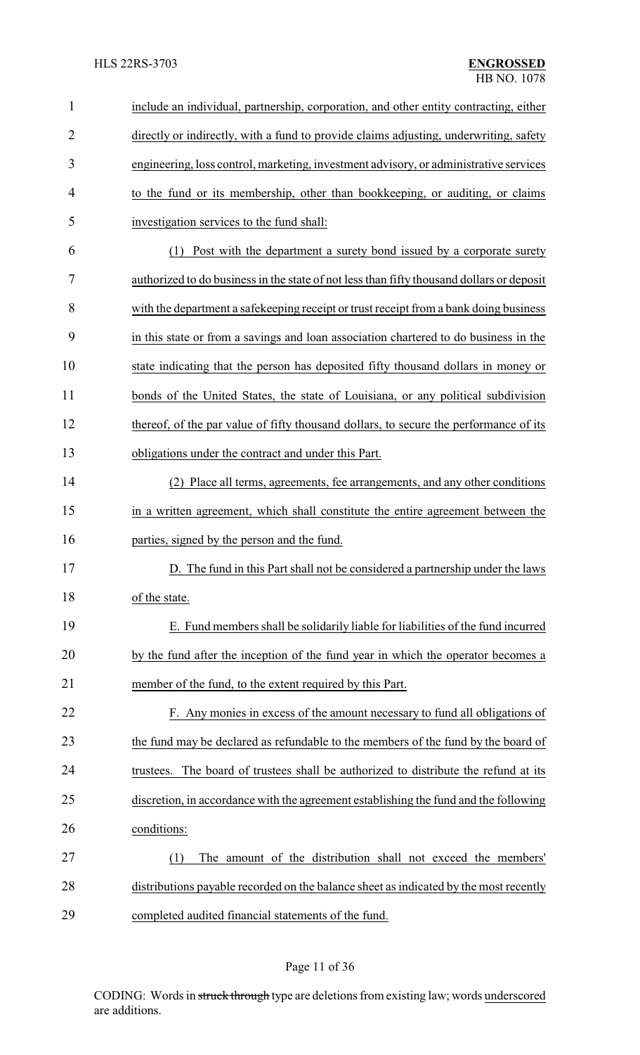include an individual, partnership, corporation, and other entity contracting, either directly or indirectly, with a fund to provide claims adjusting, underwriting, safety engineering, loss control, marketing, investment advisory, or administrative services to the fund or its membership, other than bookkeeping, or auditing, or claims investigation services to the fund shall:

(1) Post with the department a surety bond issued by a corporate surety authorized to do business in the state of not less than fifty thousand dollars or deposit with the department a safekeeping receipt or trust receipt from a bank doing business in this state or from a savings and loan association chartered to do business in the state indicating that the person has deposited fifty thousand dollars in money or bonds of the United States, the state of Louisiana, or any political subdivision thereof, of the par value of fifty thousand dollars, to secure the performance of its obligations under the contract and under this Part.

(2) Place all terms, agreements, fee arrangements, and any other conditions in a written agreement, which shall constitute the entire agreement between the parties, signed by the person and the fund.

D. The fund in this Part shall not be considered a partnership under the laws of the state.

E. Fund members shall be solidarily liable for liabilities of the fund incurred by the fund after the inception of the fund year in which the operator becomes a member of the fund, to the extent required by this Part.

F. Any monies in excess of the amount necessary to fund all obligations of the fund may be declared as refundable to the members of the fund by the board of trustees. The board of trustees shall be authorized to distribute the refund at its discretion, in accordance with the agreement establishing the fund and the following conditions:

(1) The amount of the distribution shall not exceed the members' distributions payable recorded on the balance sheet as indicated by the most recently completed audited financial statements of the fund.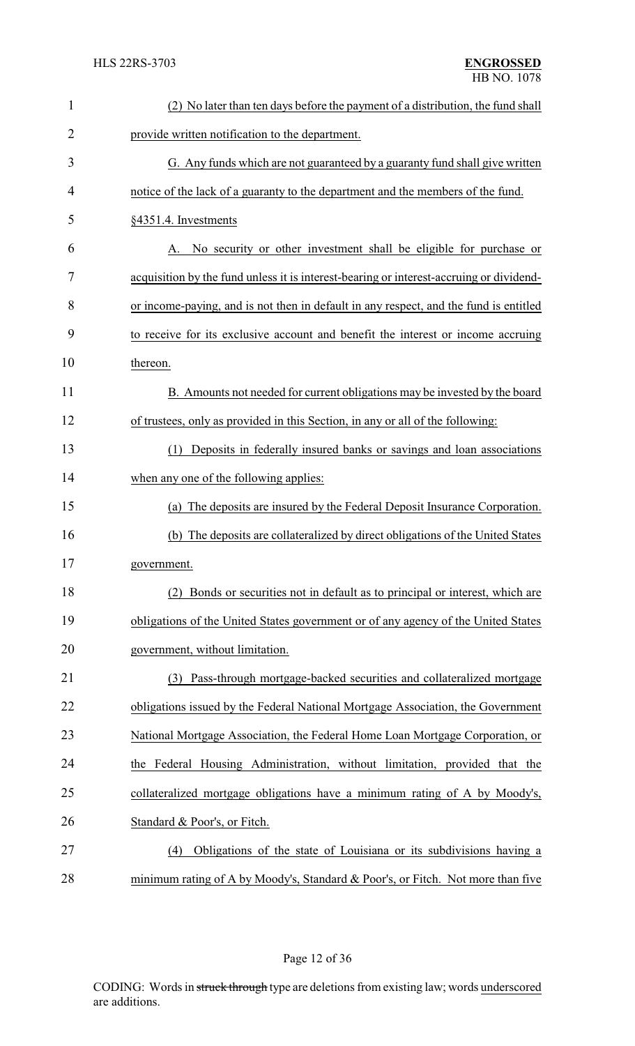(2) No later than ten days before the payment of a distribution, the fund shall provide written notification to the department.

G. Any funds which are not guaranteed by a guaranty fund shall give written notice of the lack of a guaranty to the department and the members of the fund.

§4351.4. Investments

A. No security or other investment shall be eligible for purchase or acquisition by the fund unless it is interest-bearing or interest-accruing or dividend- or income-paying, and is not then in default in any respect, and the fund is entitled to receive for its exclusive account and benefit the interest or income accruing thereon.

B. Amounts not needed for current obligations may be invested by the board of trustees, only as provided in this Section, in any or all of the following:

(1) Deposits in federally insured banks or savings and loan associations when any one of the following applies:

(a) The deposits are insured by the Federal Deposit Insurance Corporation.

(b) The deposits are collateralized by direct obligations of the United States government.

(2) Bonds or securities not in default as to principal or interest, which are obligations of the United States government or of any agency of the United States government, without limitation.

(3) Pass-through mortgage-backed securities and collateralized mortgage obligations issued by the Federal National Mortgage Association, the Government National Mortgage Association, the Federal Home Loan Mortgage Corporation, or the Federal Housing Administration, without limitation, provided that the collateralized mortgage obligations have a minimum rating of A by Moody's, Standard & Poor's, or Fitch.

(4) Obligations of the state of Louisiana or its subdivisions having a minimum rating of A by Moody's, Standard & Poor's, or Fitch. Not more than five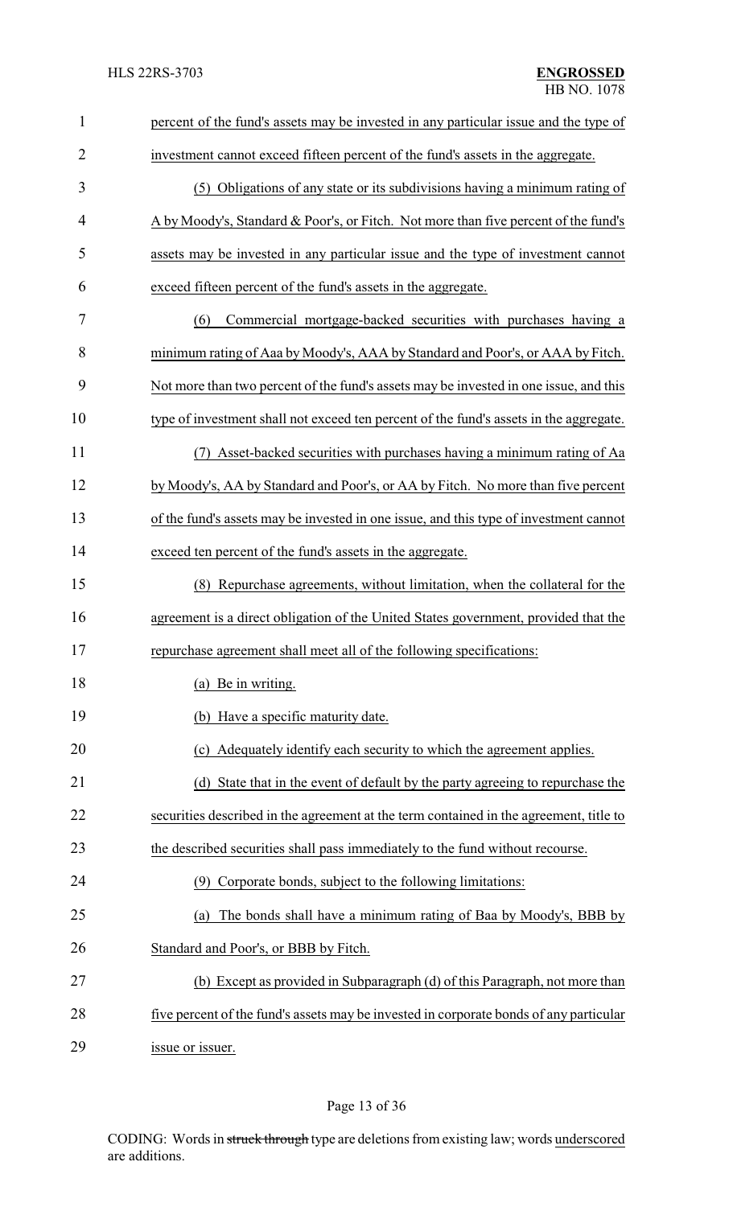percent of the fund's assets may be invested in any particular issue and the type of investment cannot exceed fifteen percent of the fund's assets in the aggregate.

(5) Obligations of any state or its subdivisions having a minimum rating of A by Moody's, Standard & Poor's, or Fitch. Not more than five percent of the fund's assets may be invested in any particular issue and the type of investment cannot exceed fifteen percent of the fund's assets in the aggregate.

(6) Commercial mortgage-backed securities with purchases having a minimum rating of Aaa by Moody's, AAA by Standard and Poor's, or AAA by Fitch. Not more than two percent of the fund's assets may be invested in one issue, and this type of investment shall not exceed ten percent of the fund's assets in the aggregate.

(7) Asset-backed securities with purchases having a minimum rating of Aa by Moody's, AA by Standard and Poor's, or AA by Fitch. No more than five percent of the fund's assets may be invested in one issue, and this type of investment cannot exceed ten percent of the fund's assets in the aggregate.

(8) Repurchase agreements, without limitation, when the collateral for the agreement is a direct obligation of the United States government, provided that the repurchase agreement shall meet all of the following specifications:

(a) Be in writing.

(b) Have a specific maturity date.

(c) Adequately identify each security to which the agreement applies.

(d) State that in the event of default by the party agreeing to repurchase the securities described in the agreement at the term contained in the agreement, title to the described securities shall pass immediately to the fund without recourse.

(9) Corporate bonds, subject to the following limitations:

(a) The bonds shall have a minimum rating of Baa by Moody's, BBB by Standard and Poor's, or BBB by Fitch.

(b) Except as provided in Subparagraph (d) of this Paragraph, not more than five percent of the fund's assets may be invested in corporate bonds of any particular issue or issuer.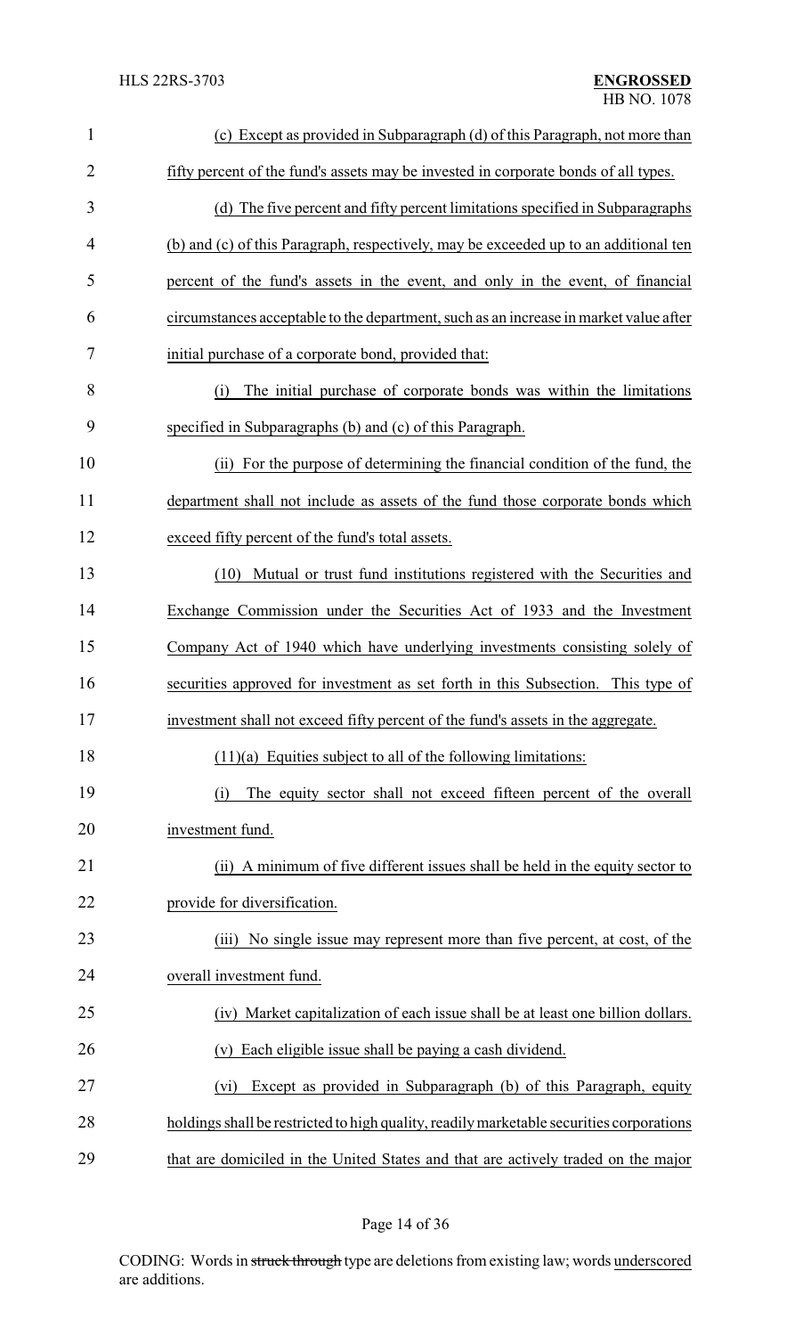(c) Except as provided in Subparagraph (d) of this Paragraph, not more than fifty percent of the fund's assets may be invested in corporate bonds of all types.

(d) The five percent and fifty percent limitations specified in Subparagraphs (b) and (c) of this Paragraph, respectively, may be exceeded up to an additional ten percent of the fund's assets in the event, and only in the event, of financial circumstances acceptable to the department, such as an increase in market value after initial purchase of a corporate bond, provided that:

(i) The initial purchase of corporate bonds was within the limitations specified in Subparagraphs (b) and (c) of this Paragraph.

(ii) For the purpose of determining the financial condition of the fund, the department shall not include as assets of the fund those corporate bonds which exceed fifty percent of the fund's total assets.

(10) Mutual or trust fund institutions registered with the Securities and Exchange Commission under the Securities Act of 1933 and the Investment Company Act of 1940 which have underlying investments consisting solely of securities approved for investment as set forth in this Subsection. This type of investment shall not exceed fifty percent of the fund's assets in the aggregate.

(11)(a) Equities subject to all of the following limitations:

(i) The equity sector shall not exceed fifteen percent of the overall investment fund.

(ii) A minimum of five different issues shall be held in the equity sector to provide for diversification.

(iii) No single issue may represent more than five percent, at cost, of the overall investment fund.

(iv) Market capitalization of each issue shall be at least one billion dollars.

(v) Each eligible issue shall be paying a cash dividend.

(vi) Except as provided in Subparagraph (b) of this Paragraph, equity holdings shall be restricted to high quality, readily marketable securities corporations that are domiciled in the United States and that are actively traded on the major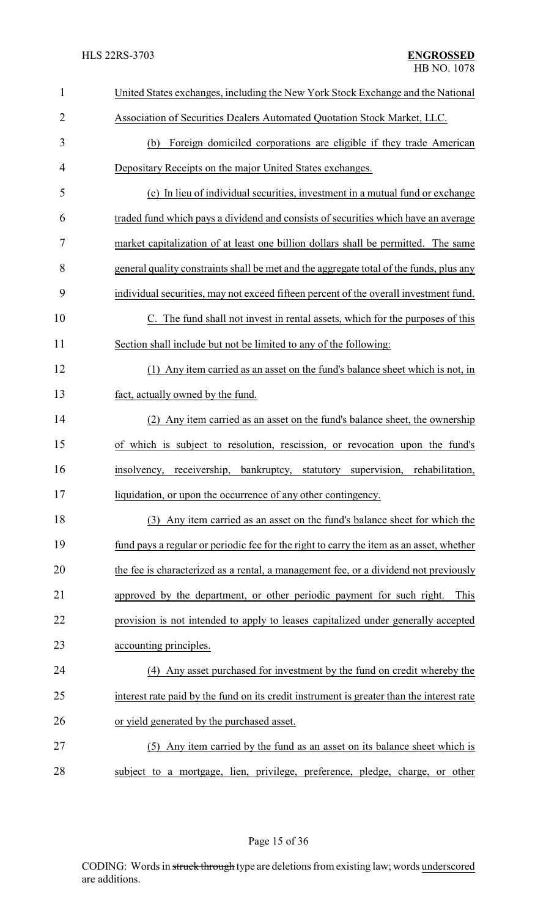United States exchanges, including the New York Stock Exchange and the National Association of Securities Dealers Automated Quotation Stock Market, LLC.

(b) Foreign domiciled corporations are eligible if they trade American Depositary Receipts on the major United States exchanges.

(c) In lieu of individual securities, investment in a mutual fund or exchange traded fund which pays a dividend and consists of securities which have an average market capitalization of at least one billion dollars shall be permitted. The same general quality constraints shall be met and the aggregate total of the funds, plus any individual securities, may not exceed fifteen percent of the overall investment fund.

C. The fund shall not invest in rental assets, which for the purposes of this Section shall include but not be limited to any of the following:

(1) Any item carried as an asset on the fund's balance sheet which is not, in fact, actually owned by the fund.

(2) Any item carried as an asset on the fund's balance sheet, the ownership of which is subject to resolution, rescission, or revocation upon the fund's insolvency, receivership, bankruptcy, statutory supervision, rehabilitation, liquidation, or upon the occurrence of any other contingency.

(3) Any item carried as an asset on the fund's balance sheet for which the fund pays a regular or periodic fee for the right to carry the item as an asset, whether the fee is characterized as a rental, a management fee, or a dividend not previously approved by the department, or other periodic payment for such right. This provision is not intended to apply to leases capitalized under generally accepted accounting principles.

(4) Any asset purchased for investment by the fund on credit whereby the interest rate paid by the fund on its credit instrument is greater than the interest rate or yield generated by the purchased asset.

(5) Any item carried by the fund as an asset on its balance sheet which is subject to a mortgage, lien, privilege, preference, pledge, charge, or other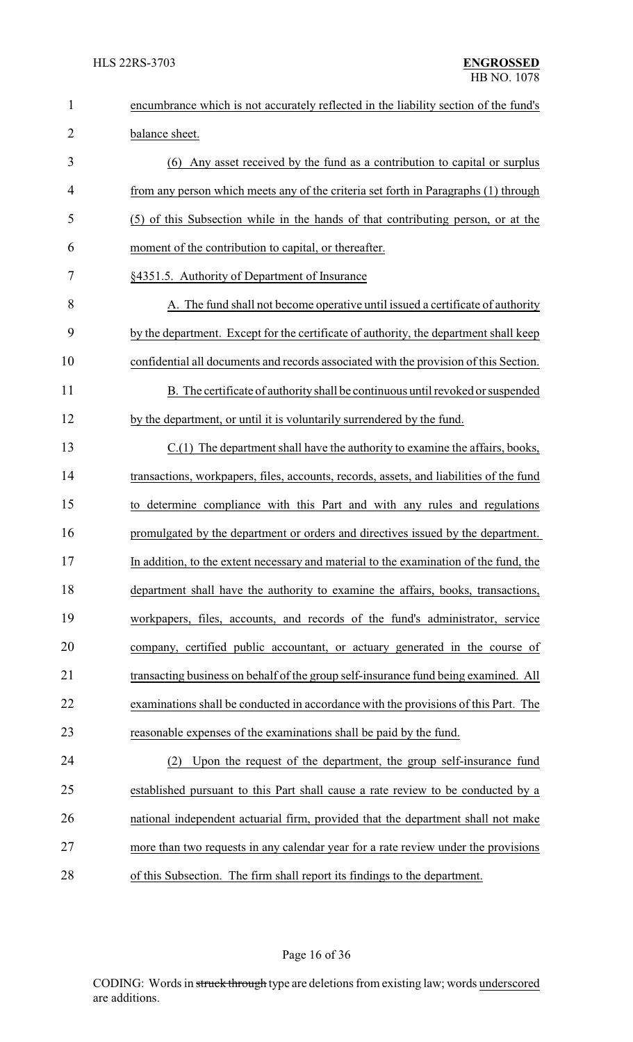encumbrance which is not accurately reflected in the liability section of the fund's balance sheet.

(6) Any asset received by the fund as a contribution to capital or surplus from any person which meets any of the criteria set forth in Paragraphs (1) through (5) of this Subsection while in the hands of that contributing person, or at the moment of the contribution to capital, or thereafter.

§4351.5. Authority of Department of Insurance

A. The fund shall not become operative until issued a certificate of authority by the department. Except for the certificate of authority, the department shall keep confidential all documents and records associated with the provision of this Section.

B. The certificate of authority shall be continuous until revoked or suspended by the department, or until it is voluntarily surrendered by the fund.

C.(1) The department shall have the authority to examine the affairs, books, transactions, workpapers, files, accounts, records, assets, and liabilities of the fund to determine compliance with this Part and with any rules and regulations promulgated by the department or orders and directives issued by the department. In addition, to the extent necessary and material to the examination of the fund, the department shall have the authority to examine the affairs, books, transactions, workpapers, files, accounts, and records of the fund's administrator, service company, certified public accountant, or actuary generated in the course of transacting business on behalf of the group self-insurance fund being examined. All examinations shall be conducted in accordance with the provisions of this Part. The reasonable expenses of the examinations shall be paid by the fund.

(2) Upon the request of the department, the group self-insurance fund established pursuant to this Part shall cause a rate review to be conducted by a national independent actuarial firm, provided that the department shall not make more than two requests in any calendar year for a rate review under the provisions of this Subsection. The firm shall report its findings to the department.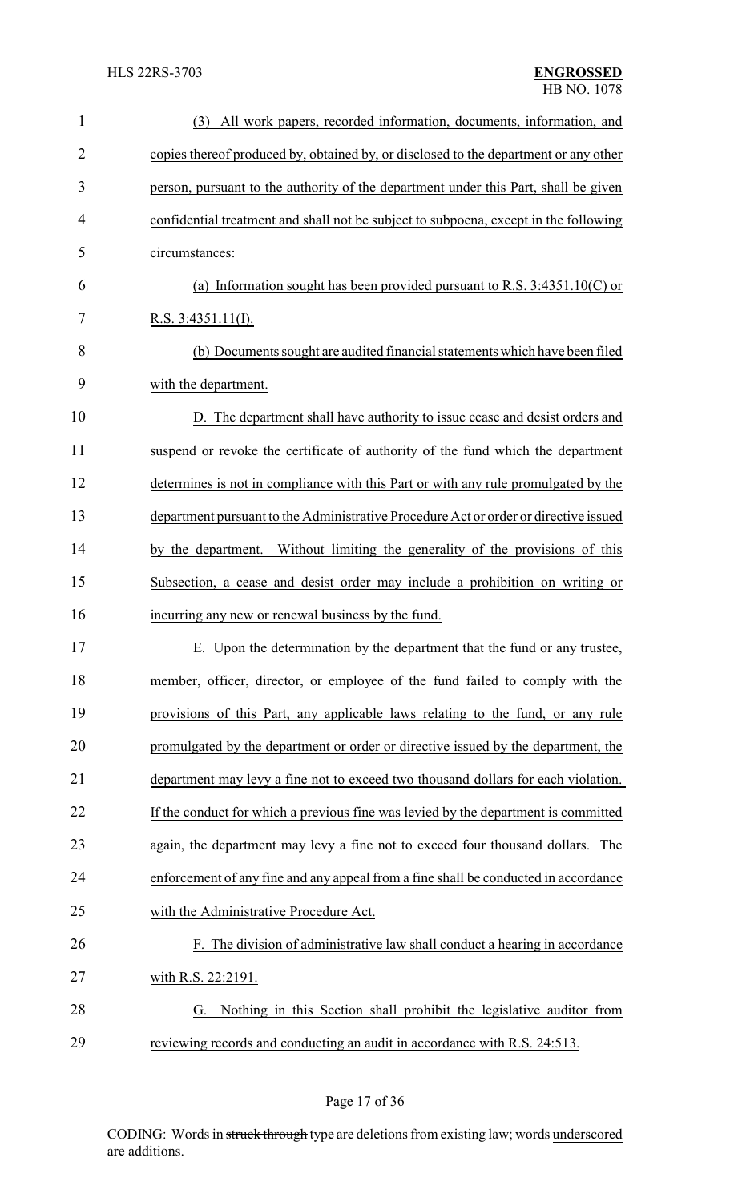(3) All work papers, recorded information, documents, information, and copies thereof produced by, obtained by, or disclosed to the department or any other person, pursuant to the authority of the department under this Part, shall be given confidential treatment and shall not be subject to subpoena, except in the following circumstances:

(a) Information sought has been provided pursuant to R.S. 3:4351.10(C) or R.S. 3:4351.11(I).

(b) Documents sought are audited financial statements which have been filed with the department.

D. The department shall have authority to issue cease and desist orders and suspend or revoke the certificate of authority of the fund which the department determines is not in compliance with this Part or with any rule promulgated by the department pursuant to the Administrative Procedure Act or order or directive issued by the department. Without limiting the generality of the provisions of this Subsection, a cease and desist order may include a prohibition on writing or incurring any new or renewal business by the fund.

E. Upon the determination by the department that the fund or any trustee, member, officer, director, or employee of the fund failed to comply with the provisions of this Part, any applicable laws relating to the fund, or any rule promulgated by the department or order or directive issued by the department, the department may levy a fine not to exceed two thousand dollars for each violation. If the conduct for which a previous fine was levied by the department is committed again, the department may levy a fine not to exceed four thousand dollars. The enforcement of any fine and any appeal from a fine shall be conducted in accordance with the Administrative Procedure Act.

F. The division of administrative law shall conduct a hearing in accordance with R.S. 22:2191.

G. Nothing in this Section shall prohibit the legislative auditor from reviewing records and conducting an audit in accordance with R.S. 24:513.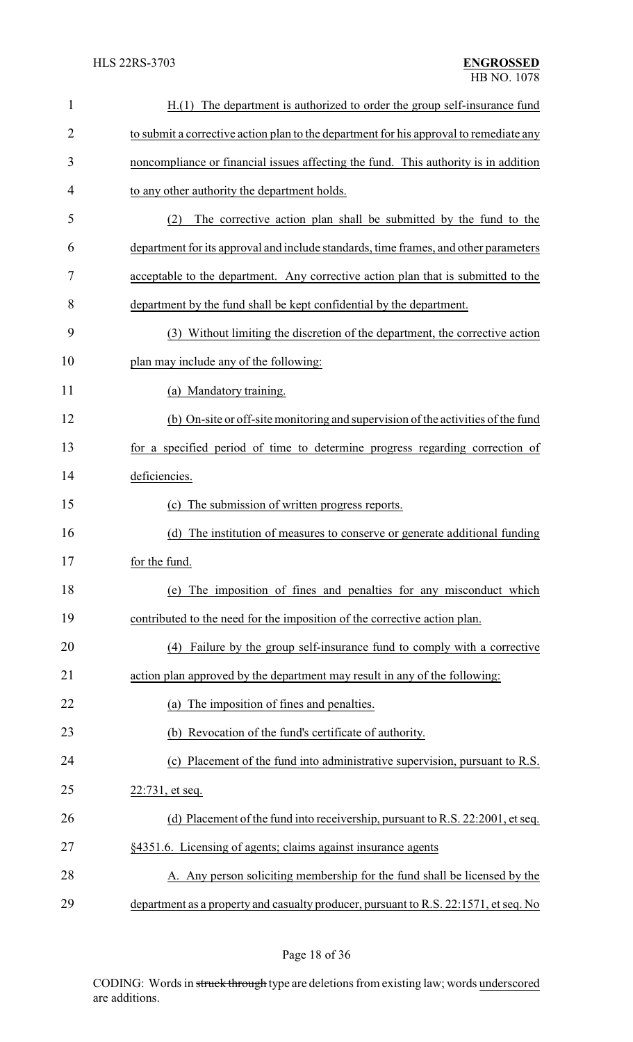H.(1) The department is authorized to order the group self-insurance fund to submit a corrective action plan to the department for his approval to remediate any noncompliance or financial issues affecting the fund. This authority is in addition to any other authority the department holds.

(2) The corrective action plan shall be submitted by the fund to the department for its approval and include standards, time frames, and other parameters acceptable to the department. Any corrective action plan that is submitted to the department by the fund shall be kept confidential by the department.

(3) Without limiting the discretion of the department, the corrective action plan may include any of the following:

(a) Mandatory training.

(b) On-site or off-site monitoring and supervision of the activities of the fund for a specified period of time to determine progress regarding correction of deficiencies.

(c) The submission of written progress reports.

(d) The institution of measures to conserve or generate additional funding for the fund.

(e) The imposition of fines and penalties for any misconduct which contributed to the need for the imposition of the corrective action plan.

(4) Failure by the group self-insurance fund to comply with a corrective action plan approved by the department may result in any of the following:

(a) The imposition of fines and penalties.

(b) Revocation of the fund's certificate of authority.

(c) Placement of the fund into administrative supervision, pursuant to R.S. 22:731, et seq.

(d) Placement of the fund into receivership, pursuant to R.S. 22:2001, et seq.

§4351.6. Licensing of agents; claims against insurance agents

A. Any person soliciting membership for the fund shall be licensed by the department as a property and casualty producer, pursuant to R.S. 22:1571, et seq. No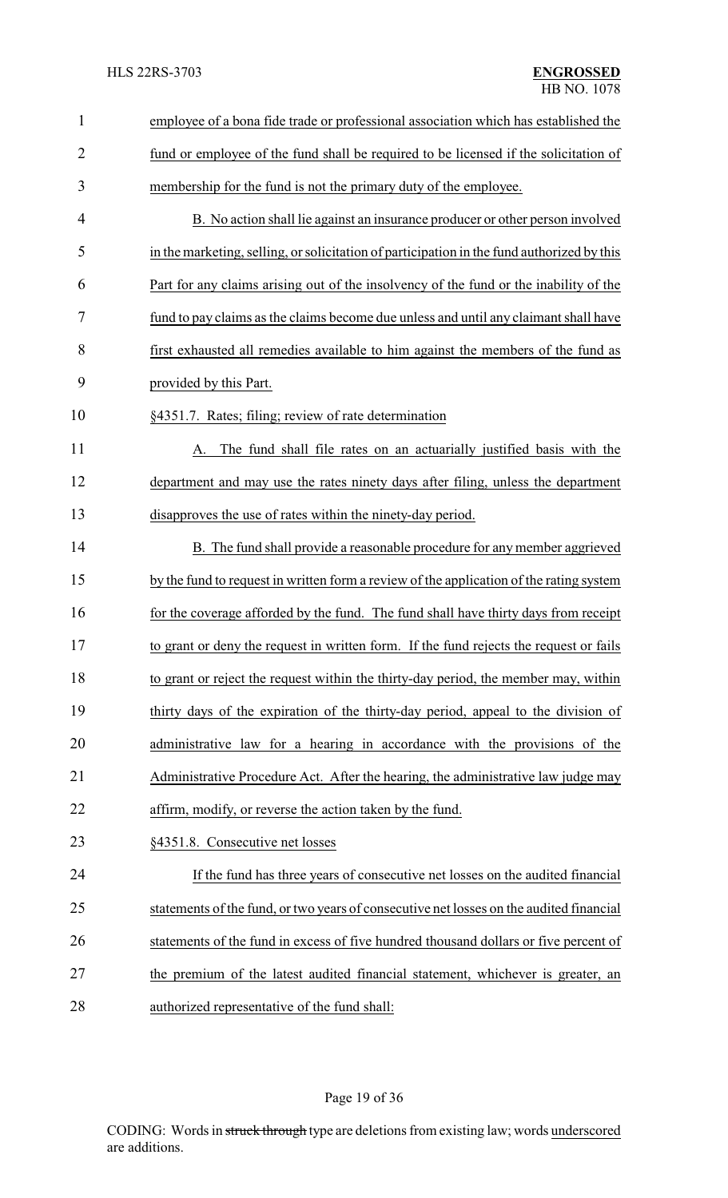employee of a bona fide trade or professional association which has established the fund or employee of the fund shall be required to be licensed if the solicitation of membership for the fund is not the primary duty of the employee.

B. No action shall lie against an insurance producer or other person involved in the marketing, selling, or solicitation of participation in the fund authorized by this Part for any claims arising out of the insolvency of the fund or the inability of the fund to pay claims as the claims become due unless and until any claimant shall have first exhausted all remedies available to him against the members of the fund as provided by this Part.

§4351.7. Rates; filing; review of rate determination

A. The fund shall file rates on an actuarially justified basis with the department and may use the rates ninety days after filing, unless the department disapproves the use of rates within the ninety-day period.

B. The fund shall provide a reasonable procedure for any member aggrieved by the fund to request in written form a review of the application of the rating system for the coverage afforded by the fund. The fund shall have thirty days from receipt to grant or deny the request in written form. If the fund rejects the request or fails to grant or reject the request within the thirty-day period, the member may, within thirty days of the expiration of the thirty-day period, appeal to the division of administrative law for a hearing in accordance with the provisions of the Administrative Procedure Act. After the hearing, the administrative law judge may affirm, modify, or reverse the action taken by the fund.

§4351.8. Consecutive net losses

If the fund has three years of consecutive net losses on the audited financial statements of the fund, or two years of consecutive net losses on the audited financial statements of the fund in excess of five hundred thousand dollars or five percent of the premium of the latest audited financial statement, whichever is greater, an authorized representative of the fund shall: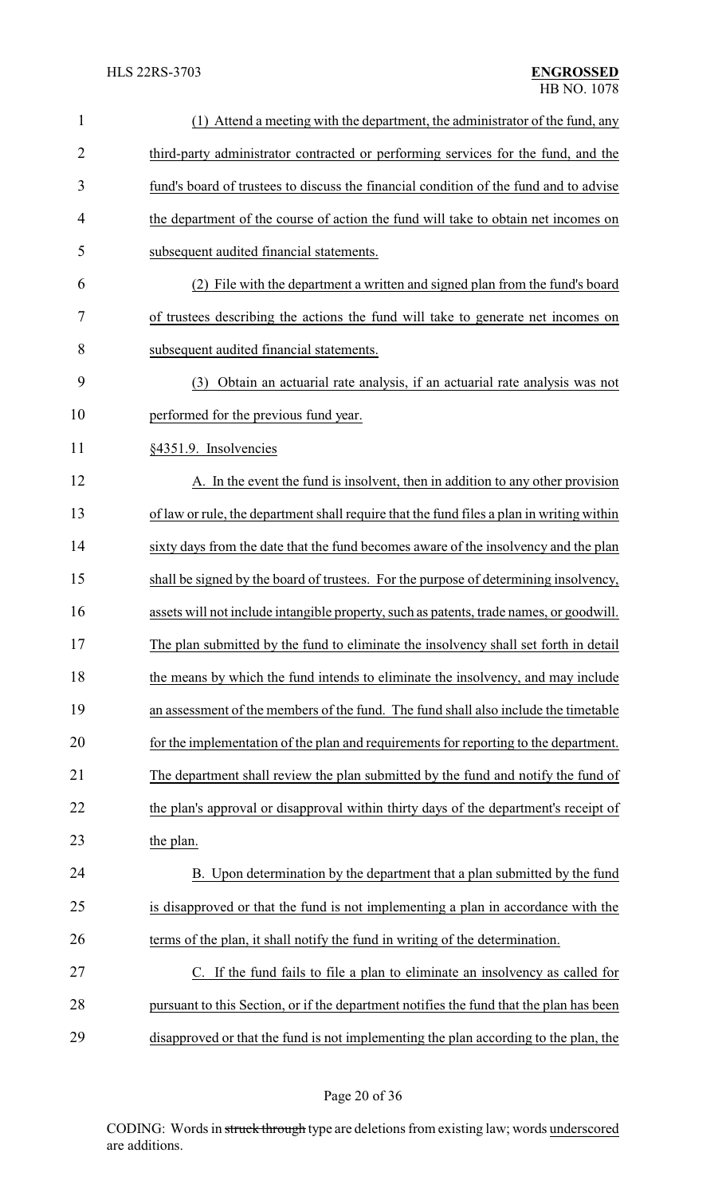(1) Attend a meeting with the department, the administrator of the fund, any third-party administrator contracted or performing services for the fund, and the fund's board of trustees to discuss the financial condition of the fund and to advise the department of the course of action the fund will take to obtain net incomes on subsequent audited financial statements.

(2) File with the department a written and signed plan from the fund's board of trustees describing the actions the fund will take to generate net incomes on subsequent audited financial statements.

(3) Obtain an actuarial rate analysis, if an actuarial rate analysis was not performed for the previous fund year.

§4351.9. Insolvencies

A. In the event the fund is insolvent, then in addition to any other provision of law or rule, the department shall require that the fund files a plan in writing within sixty days from the date that the fund becomes aware of the insolvency and the plan shall be signed by the board of trustees. For the purpose of determining insolvency, assets will not include intangible property, such as patents, trade names, or goodwill. The plan submitted by the fund to eliminate the insolvency shall set forth in detail the means by which the fund intends to eliminate the insolvency, and may include an assessment of the members of the fund. The fund shall also include the timetable for the implementation of the plan and requirements for reporting to the department. The department shall review the plan submitted by the fund and notify the fund of the plan's approval or disapproval within thirty days of the department's receipt of the plan.

B. Upon determination by the department that a plan submitted by the fund is disapproved or that the fund is not implementing a plan in accordance with the terms of the plan, it shall notify the fund in writing of the determination.

C. If the fund fails to file a plan to eliminate an insolvency as called for pursuant to this Section, or if the department notifies the fund that the plan has been disapproved or that the fund is not implementing the plan according to the plan, the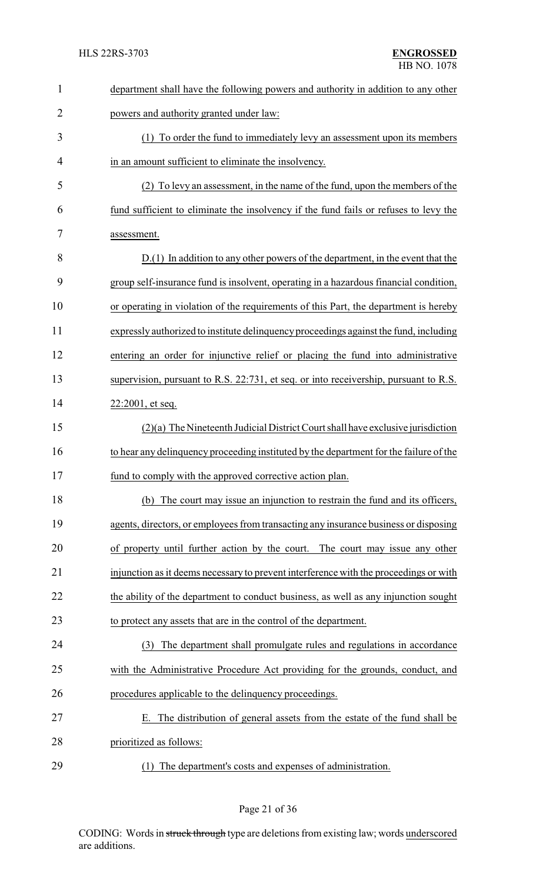department shall have the following powers and authority in addition to any other powers and authority granted under law:

(1) To order the fund to immediately levy an assessment upon its members in an amount sufficient to eliminate the insolvency.

(2) To levy an assessment, in the name of the fund, upon the members of the fund sufficient to eliminate the insolvency if the fund fails or refuses to levy the assessment.

D.(1) In addition to any other powers of the department, in the event that the group self-insurance fund is insolvent, operating in a hazardous financial condition, or operating in violation of the requirements of this Part, the department is hereby expressly authorized to institute delinquency proceedings against the fund, including entering an order for injunctive relief or placing the fund into administrative supervision, pursuant to R.S. 22:731, et seq. or into receivership, pursuant to R.S. 22:2001, et seq.

(2)(a) The Nineteenth Judicial District Court shall have exclusive jurisdiction to hear any delinquency proceeding instituted by the department for the failure of the fund to comply with the approved corrective action plan.

(b) The court may issue an injunction to restrain the fund and its officers, agents, directors, or employees from transacting any insurance business or disposing of property until further action by the court. The court may issue any other injunction as it deems necessary to prevent interference with the proceedings or with the ability of the department to conduct business, as well as any injunction sought to protect any assets that are in the control of the department.

(3) The department shall promulgate rules and regulations in accordance with the Administrative Procedure Act providing for the grounds, conduct, and procedures applicable to the delinquency proceedings.

E. The distribution of general assets from the estate of the fund shall be prioritized as follows:

(1) The department's costs and expenses of administration.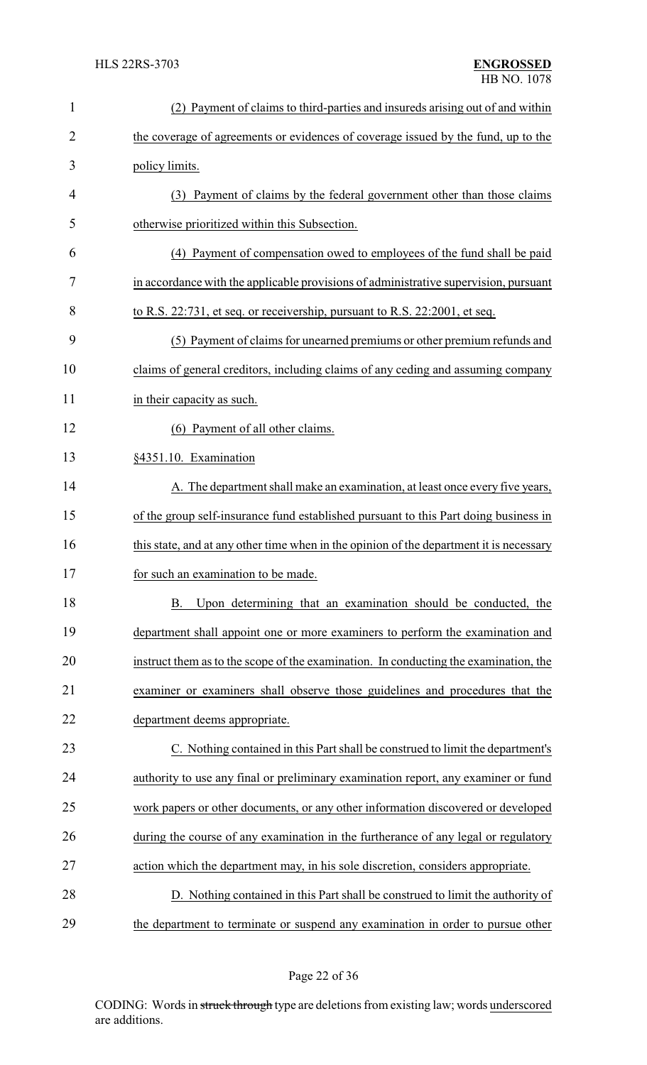(2) Payment of claims to third-parties and insureds arising out of and within the coverage of agreements or evidences of coverage issued by the fund, up to the policy limits.

(3) Payment of claims by the federal government other than those claims otherwise prioritized within this Subsection.

(4) Payment of compensation owed to employees of the fund shall be paid in accordance with the applicable provisions of administrative supervision, pursuant to R.S. 22:731, et seq. or receivership, pursuant to R.S. 22:2001, et seq.

(5) Payment of claims for unearned premiums or other premium refunds and claims of general creditors, including claims of any ceding and assuming company in their capacity as such.

(6) Payment of all other claims.

§4351.10. Examination

A. The department shall make an examination, at least once every five years, of the group self-insurance fund established pursuant to this Part doing business in this state, and at any other time when in the opinion of the department it is necessary for such an examination to be made.

B. Upon determining that an examination should be conducted, the department shall appoint one or more examiners to perform the examination and instruct them as to the scope of the examination. In conducting the examination, the examiner or examiners shall observe those guidelines and procedures that the department deems appropriate.

C. Nothing contained in this Part shall be construed to limit the department's authority to use any final or preliminary examination report, any examiner or fund work papers or other documents, or any other information discovered or developed during the course of any examination in the furtherance of any legal or regulatory action which the department may, in his sole discretion, considers appropriate.

D. Nothing contained in this Part shall be construed to limit the authority of the department to terminate or suspend any examination in order to pursue other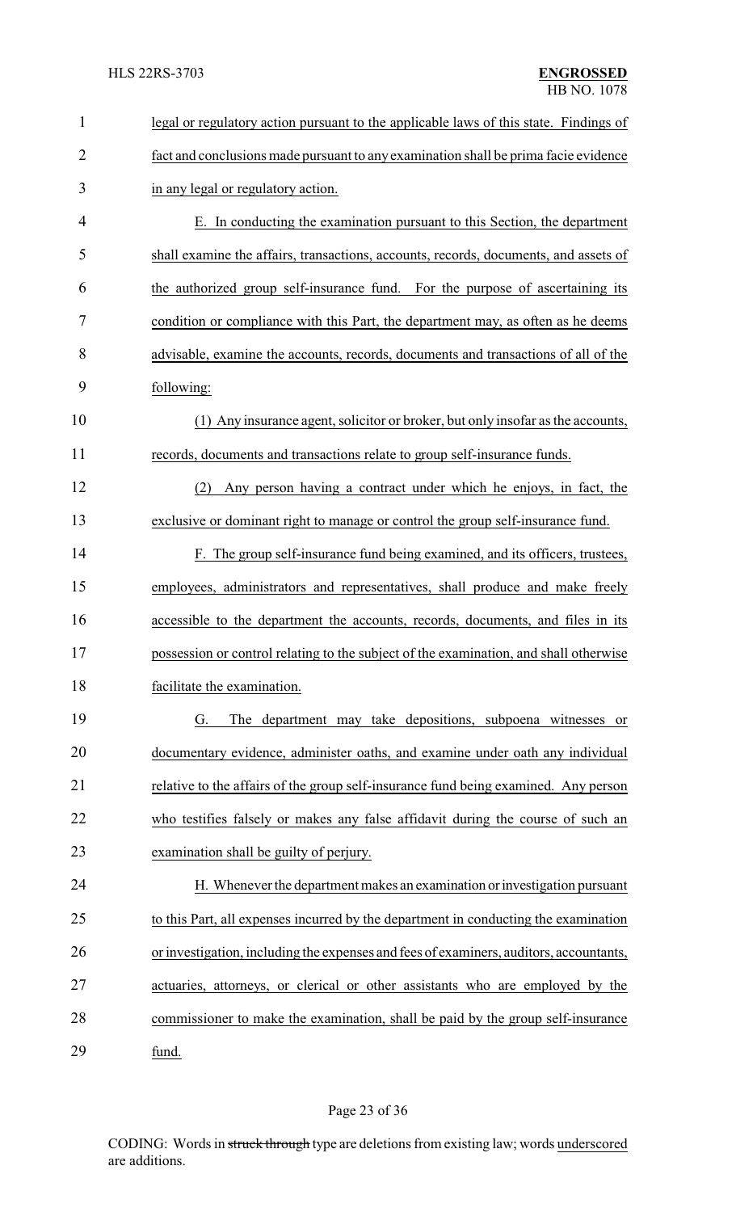legal or regulatory action pursuant to the applicable laws of this state. Findings of fact and conclusions made pursuant to any examination shall be prima facie evidence in any legal or regulatory action.

E. In conducting the examination pursuant to this Section, the department shall examine the affairs, transactions, accounts, records, documents, and assets of the authorized group self-insurance fund. For the purpose of ascertaining its condition or compliance with this Part, the department may, as often as he deems advisable, examine the accounts, records, documents and transactions of all of the following:

(1) Any insurance agent, solicitor or broker, but only insofar as the accounts, records, documents and transactions relate to group self-insurance funds.

(2) Any person having a contract under which he enjoys, in fact, the exclusive or dominant right to manage or control the group self-insurance fund.

F. The group self-insurance fund being examined, and its officers, trustees, employees, administrators and representatives, shall produce and make freely accessible to the department the accounts, records, documents, and files in its possession or control relating to the subject of the examination, and shall otherwise facilitate the examination.

G. The department may take depositions, subpoena witnesses or documentary evidence, administer oaths, and examine under oath any individual relative to the affairs of the group self-insurance fund being examined. Any person who testifies falsely or makes any false affidavit during the course of such an examination shall be guilty of perjury.

H. Whenever the department makes an examination or investigation pursuant to this Part, all expenses incurred by the department in conducting the examination or investigation, including the expenses and fees of examiners, auditors, accountants, actuaries, attorneys, or clerical or other assistants who are employed by the commissioner to make the examination, shall be paid by the group self-insurance fund.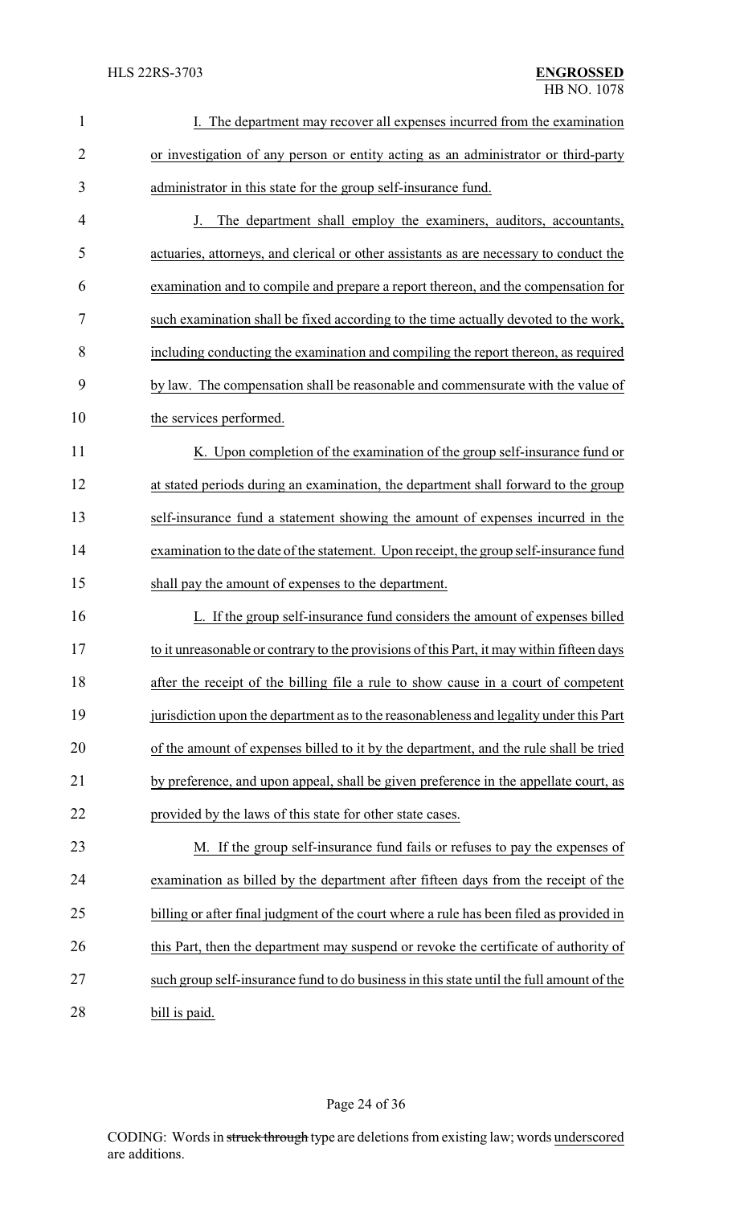I. The department may recover all expenses incurred from the examination or investigation of any person or entity acting as an administrator or third-party administrator in this state for the group self-insurance fund.

J. The department shall employ the examiners, auditors, accountants, actuaries, attorneys, and clerical or other assistants as are necessary to conduct the examination and to compile and prepare a report thereon, and the compensation for such examination shall be fixed according to the time actually devoted to the work, including conducting the examination and compiling the report thereon, as required by law. The compensation shall be reasonable and commensurate with the value of the services performed.

K. Upon completion of the examination of the group self-insurance fund or at stated periods during an examination, the department shall forward to the group self-insurance fund a statement showing the amount of expenses incurred in the examination to the date of the statement. Upon receipt, the group self-insurance fund shall pay the amount of expenses to the department.

L. If the group self-insurance fund considers the amount of expenses billed to it unreasonable or contrary to the provisions of this Part, it may within fifteen days after the receipt of the billing file a rule to show cause in a court of competent jurisdiction upon the department as to the reasonableness and legality under this Part of the amount of expenses billed to it by the department, and the rule shall be tried by preference, and upon appeal, shall be given preference in the appellate court, as provided by the laws of this state for other state cases.

M. If the group self-insurance fund fails or refuses to pay the expenses of examination as billed by the department after fifteen days from the receipt of the billing or after final judgment of the court where a rule has been filed as provided in this Part, then the department may suspend or revoke the certificate of authority of such group self-insurance fund to do business in this state until the full amount of the bill is paid.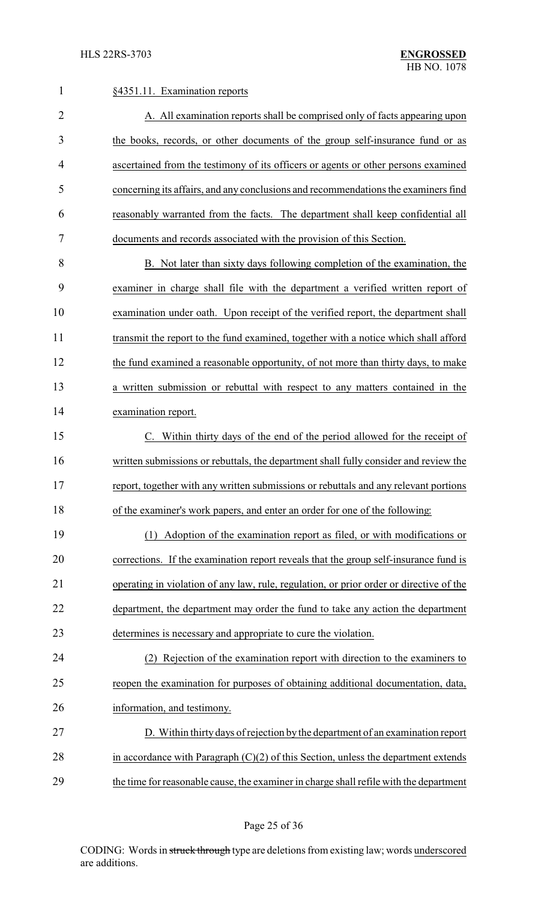§4351.11. Examination reports

A. All examination reports shall be comprised only of facts appearing upon the books, records, or other documents of the group self-insurance fund or as ascertained from the testimony of its officers or agents or other persons examined concerning its affairs, and any conclusions and recommendations the examiners find reasonably warranted from the facts. The department shall keep confidential all documents and records associated with the provision of this Section.

B. Not later than sixty days following completion of the examination, the examiner in charge shall file with the department a verified written report of examination under oath. Upon receipt of the verified report, the department shall transmit the report to the fund examined, together with a notice which shall afford the fund examined a reasonable opportunity, of not more than thirty days, to make a written submission or rebuttal with respect to any matters contained in the examination report.

C. Within thirty days of the end of the period allowed for the receipt of written submissions or rebuttals, the department shall fully consider and review the report, together with any written submissions or rebuttals and any relevant portions of the examiner's work papers, and enter an order for one of the following:

(1) Adoption of the examination report as filed, or with modifications or corrections. If the examination report reveals that the group self-insurance fund is operating in violation of any law, rule, regulation, or prior order or directive of the department, the department may order the fund to take any action the department determines is necessary and appropriate to cure the violation.

(2) Rejection of the examination report with direction to the examiners to reopen the examination for purposes of obtaining additional documentation, data, information, and testimony.

D. Within thirty days of rejection by the department of an examination report in accordance with Paragraph (C)(2) of this Section, unless the department extends the time for reasonable cause, the examiner in charge shall refile with the department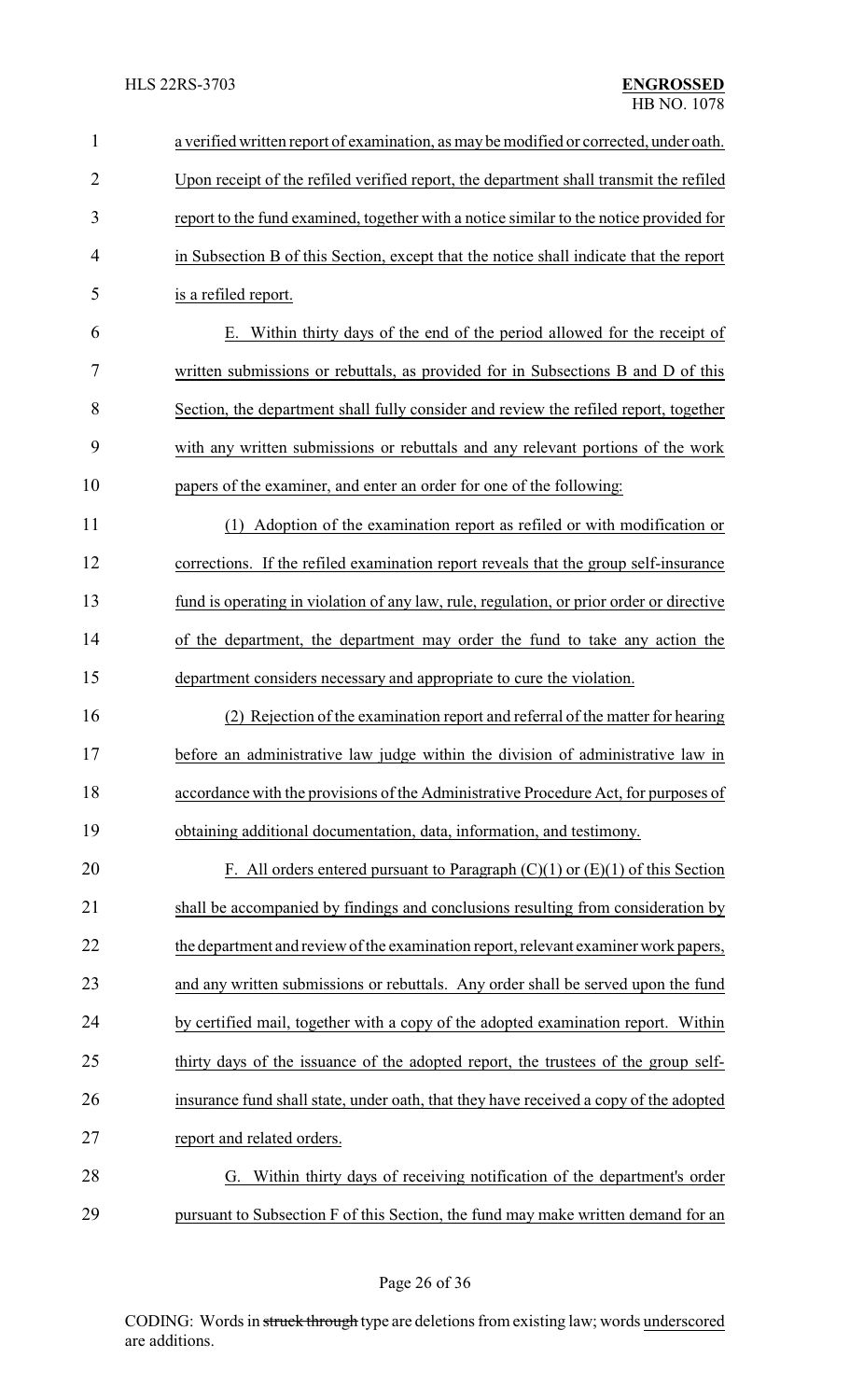a verified written report of examination, as may be modified or corrected, under oath. Upon receipt of the refiled verified report, the department shall transmit the refiled report to the fund examined, together with a notice similar to the notice provided for in Subsection B of this Section, except that the notice shall indicate that the report is a refiled report.

E. Within thirty days of the end of the period allowed for the receipt of written submissions or rebuttals, as provided for in Subsections B and D of this Section, the department shall fully consider and review the refiled report, together with any written submissions or rebuttals and any relevant portions of the work papers of the examiner, and enter an order for one of the following:

(1) Adoption of the examination report as refiled or with modification or corrections. If the refiled examination report reveals that the group self-insurance fund is operating in violation of any law, rule, regulation, or prior order or directive of the department, the department may order the fund to take any action the department considers necessary and appropriate to cure the violation.

(2) Rejection of the examination report and referral of the matter for hearing before an administrative law judge within the division of administrative law in accordance with the provisions of the Administrative Procedure Act, for purposes of obtaining additional documentation, data, information, and testimony.

F. All orders entered pursuant to Paragraph (C)(1) or (E)(1) of this Section shall be accompanied by findings and conclusions resulting from consideration by the department and review of the examination report, relevant examiner work papers, and any written submissions or rebuttals. Any order shall be served upon the fund by certified mail, together with a copy of the adopted examination report. Within thirty days of the issuance of the adopted report, the trustees of the group self-insurance fund shall state, under oath, that they have received a copy of the adopted report and related orders.

G. Within thirty days of receiving notification of the department's order pursuant to Subsection F of this Section, the fund may make written demand for an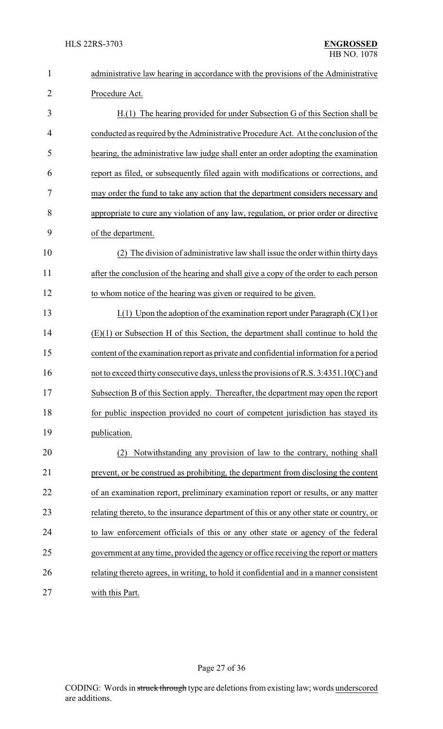administrative law hearing in accordance with the provisions of the Administrative Procedure Act.

H.(1) The hearing provided for under Subsection G of this Section shall be conducted as required by the Administrative Procedure Act. At the conclusion of the hearing, the administrative law judge shall enter an order adopting the examination report as filed, or subsequently filed again with modifications or corrections, and may order the fund to take any action that the department considers necessary and appropriate to cure any violation of any law, regulation, or prior order or directive of the department.

(2) The division of administrative law shall issue the order within thirty days after the conclusion of the hearing and shall give a copy of the order to each person to whom notice of the hearing was given or required to be given.

I.(1) Upon the adoption of the examination report under Paragraph (C)(1) or (E)(1) or Subsection H of this Section, the department shall continue to hold the content of the examination report as private and confidential information for a period not to exceed thirty consecutive days, unless the provisions of R.S. 3:4351.10(C) and Subsection B of this Section apply. Thereafter, the department may open the report for public inspection provided no court of competent jurisdiction has stayed its publication.

(2) Notwithstanding any provision of law to the contrary, nothing shall prevent, or be construed as prohibiting, the department from disclosing the content of an examination report, preliminary examination report or results, or any matter relating thereto, to the insurance department of this or any other state or country, or to law enforcement officials of this or any other state or agency of the federal government at any time, provided the agency or office receiving the report or matters relating thereto agrees, in writing, to hold it confidential and in a manner consistent with this Part.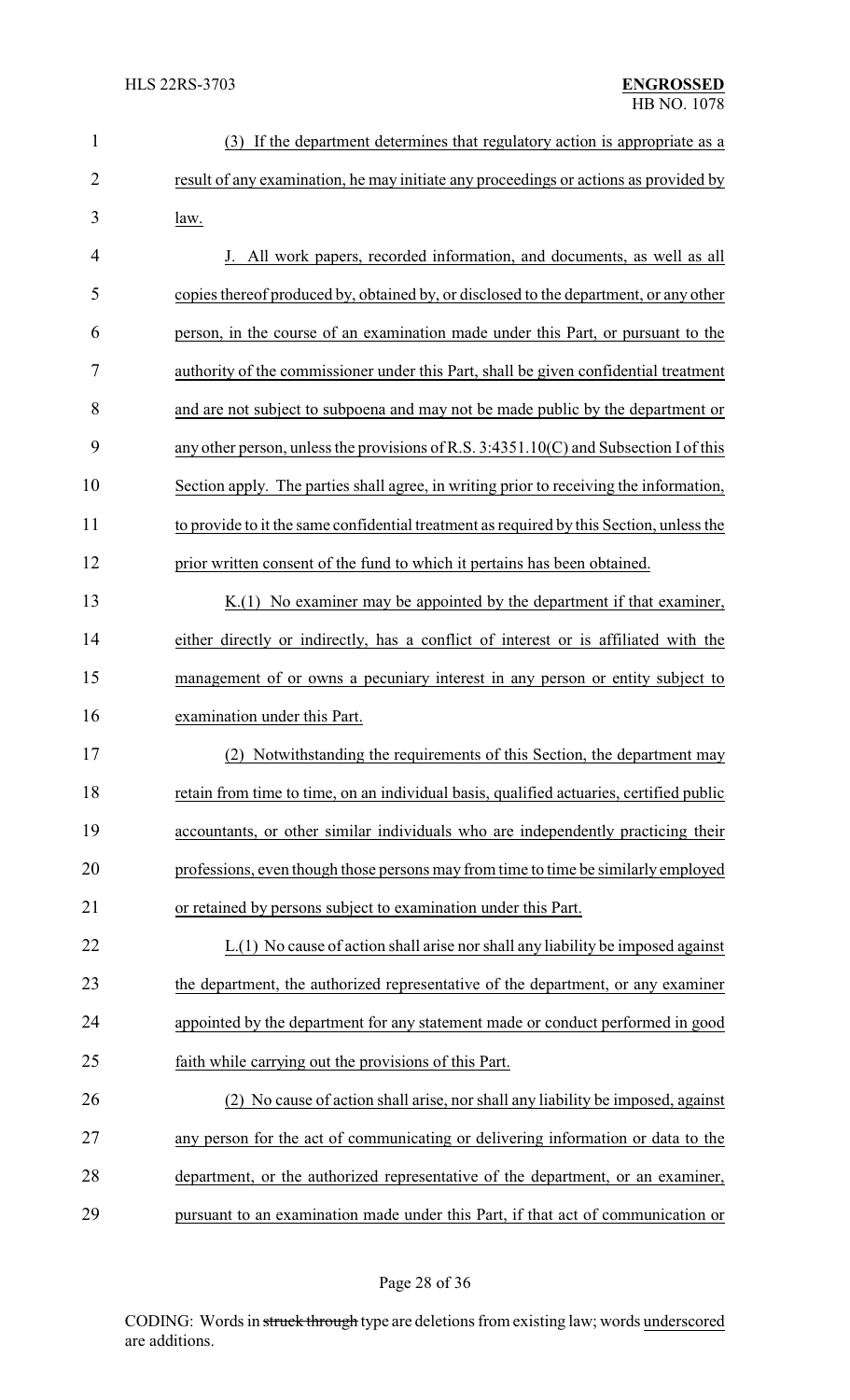(3) If the department determines that regulatory action is appropriate as a result of any examination, he may initiate any proceedings or actions as provided by law.

J. All work papers, recorded information, and documents, as well as all copies thereof produced by, obtained by, or disclosed to the department, or any other person, in the course of an examination made under this Part, or pursuant to the authority of the commissioner under this Part, shall be given confidential treatment and are not subject to subpoena and may not be made public by the department or any other person, unless the provisions of R.S. 3:4351.10(C) and Subsection I of this Section apply. The parties shall agree, in writing prior to receiving the information, to provide to it the same confidential treatment as required by this Section, unless the prior written consent of the fund to which it pertains has been obtained.

K.(1) No examiner may be appointed by the department if that examiner, either directly or indirectly, has a conflict of interest or is affiliated with the management of or owns a pecuniary interest in any person or entity subject to examination under this Part.

(2) Notwithstanding the requirements of this Section, the department may retain from time to time, on an individual basis, qualified actuaries, certified public accountants, or other similar individuals who are independently practicing their professions, even though those persons may from time to time be similarly employed or retained by persons subject to examination under this Part.

L.(1) No cause of action shall arise nor shall any liability be imposed against the department, the authorized representative of the department, or any examiner appointed by the department for any statement made or conduct performed in good faith while carrying out the provisions of this Part.

(2) No cause of action shall arise, nor shall any liability be imposed, against any person for the act of communicating or delivering information or data to the department, or the authorized representative of the department, or an examiner, pursuant to an examination made under this Part, if that act of communication or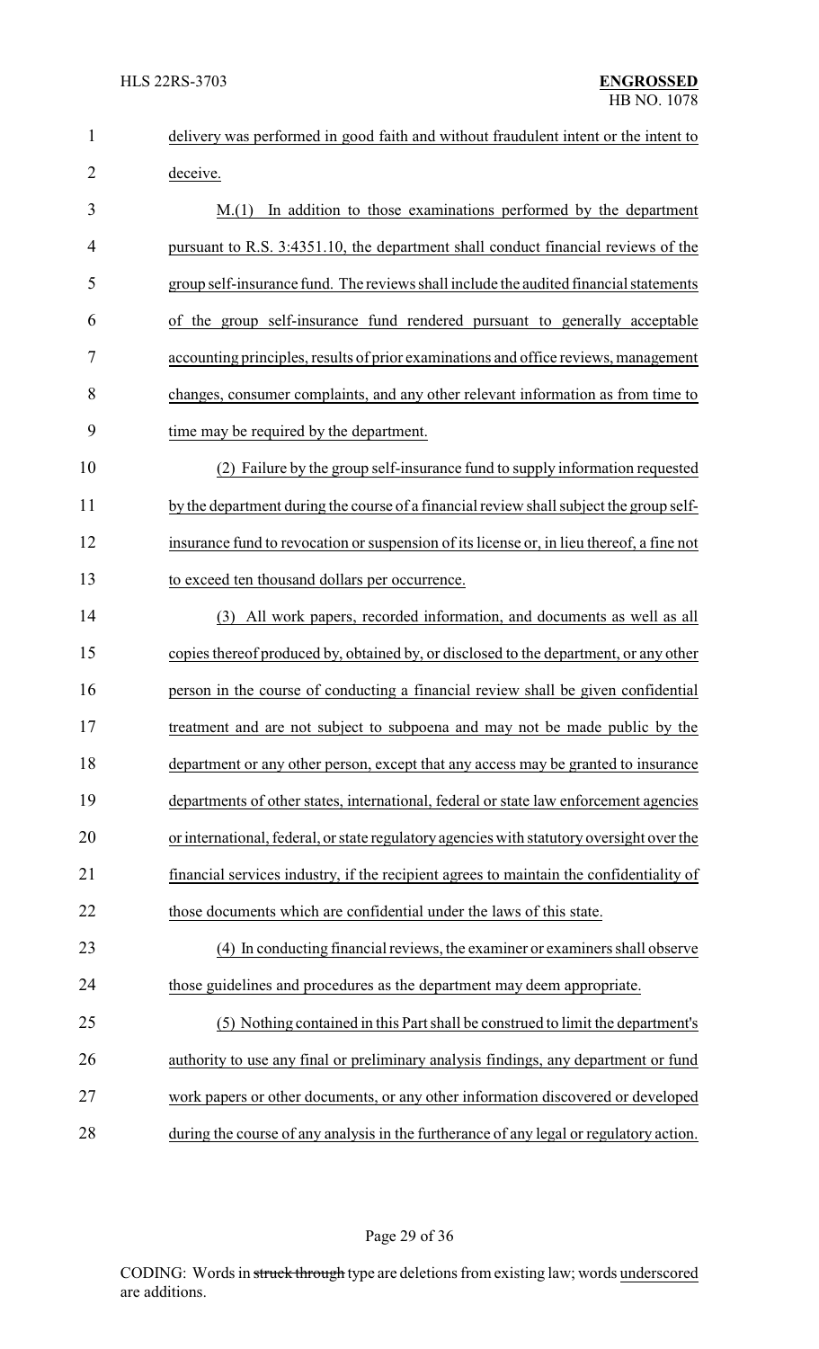delivery was performed in good faith and without fraudulent intent or the intent to deceive.

M.(1) In addition to those examinations performed by the department pursuant to R.S. 3:4351.10, the department shall conduct financial reviews of the group self-insurance fund. The reviews shall include the audited financial statements of the group self-insurance fund rendered pursuant to generally acceptable accounting principles, results of prior examinations and office reviews, management changes, consumer complaints, and any other relevant information as from time to time may be required by the department.

(2) Failure by the group self-insurance fund to supply information requested by the department during the course of a financial review shall subject the group self-insurance fund to revocation or suspension of its license or, in lieu thereof, a fine not to exceed ten thousand dollars per occurrence.

(3) All work papers, recorded information, and documents as well as all copies thereof produced by, obtained by, or disclosed to the department, or any other person in the course of conducting a financial review shall be given confidential treatment and are not subject to subpoena and may not be made public by the department or any other person, except that any access may be granted to insurance departments of other states, international, federal or state law enforcement agencies or international, federal, or state regulatory agencies with statutory oversight over the financial services industry, if the recipient agrees to maintain the confidentiality of those documents which are confidential under the laws of this state.

(4) In conducting financial reviews, the examiner or examiners shall observe those guidelines and procedures as the department may deem appropriate.

(5) Nothing contained in this Part shall be construed to limit the department's authority to use any final or preliminary analysis findings, any department or fund work papers or other documents, or any other information discovered or developed during the course of any analysis in the furtherance of any legal or regulatory action.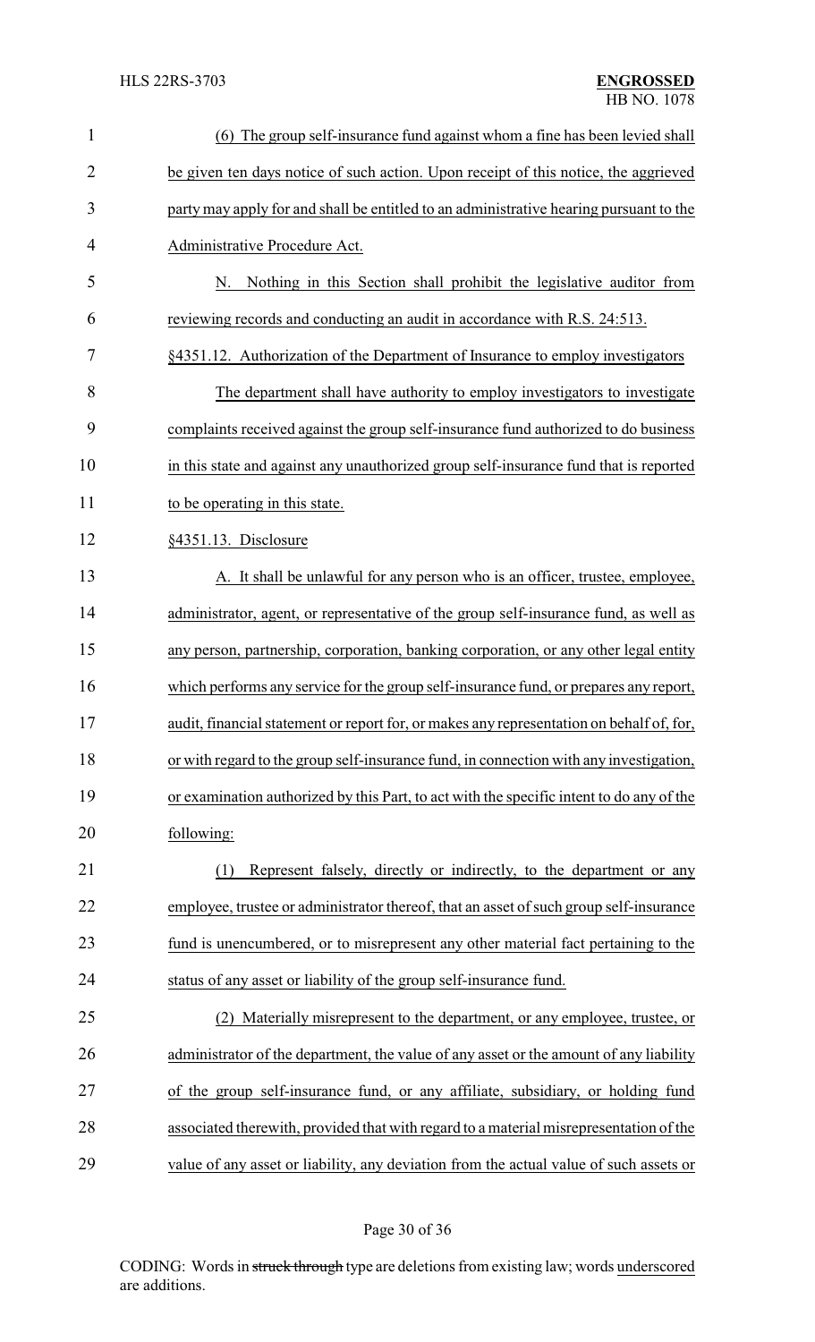(6) The group self-insurance fund against whom a fine has been levied shall be given ten days notice of such action. Upon receipt of this notice, the aggrieved party may apply for and shall be entitled to an administrative hearing pursuant to the Administrative Procedure Act.

N. Nothing in this Section shall prohibit the legislative auditor from reviewing records and conducting an audit in accordance with R.S. 24:513.

§4351.12. Authorization of the Department of Insurance to employ investigators

The department shall have authority to employ investigators to investigate complaints received against the group self-insurance fund authorized to do business in this state and against any unauthorized group self-insurance fund that is reported to be operating in this state.

§4351.13. Disclosure

A. It shall be unlawful for any person who is an officer, trustee, employee, administrator, agent, or representative of the group self-insurance fund, as well as any person, partnership, corporation, banking corporation, or any other legal entity which performs any service for the group self-insurance fund, or prepares any report, audit, financial statement or report for, or makes any representation on behalf of, for, or with regard to the group self-insurance fund, in connection with any investigation, or examination authorized by this Part, to act with the specific intent to do any of the following:

(1) Represent falsely, directly or indirectly, to the department or any employee, trustee or administrator thereof, that an asset of such group self-insurance fund is unencumbered, or to misrepresent any other material fact pertaining to the status of any asset or liability of the group self-insurance fund.

(2) Materially misrepresent to the department, or any employee, trustee, or administrator of the department, the value of any asset or the amount of any liability of the group self-insurance fund, or any affiliate, subsidiary, or holding fund associated therewith, provided that with regard to a material misrepresentation of the value of any asset or liability, any deviation from the actual value of such assets or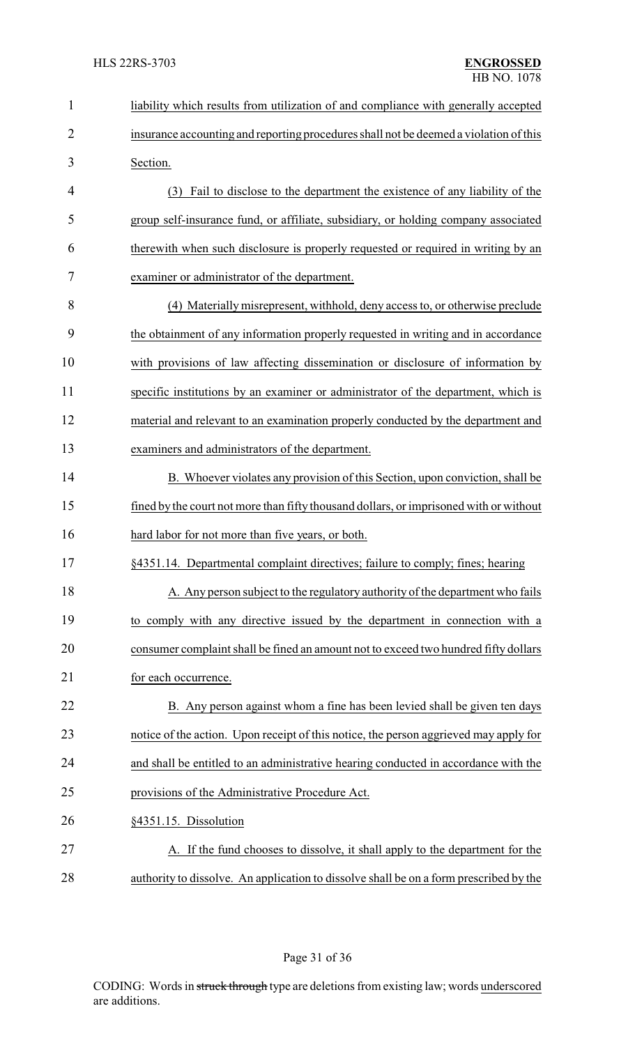liability which results from utilization of and compliance with generally accepted insurance accounting and reporting procedures shall not be deemed a violation of this Section.

(3) Fail to disclose to the department the existence of any liability of the group self-insurance fund, or affiliate, subsidiary, or holding company associated therewith when such disclosure is properly requested or required in writing by an examiner or administrator of the department.

(4) Materially misrepresent, withhold, deny access to, or otherwise preclude the obtainment of any information properly requested in writing and in accordance with provisions of law affecting dissemination or disclosure of information by specific institutions by an examiner or administrator of the department, which is material and relevant to an examination properly conducted by the department and examiners and administrators of the department.

B. Whoever violates any provision of this Section, upon conviction, shall be fined by the court not more than fifty thousand dollars, or imprisoned with or without hard labor for not more than five years, or both.

§4351.14. Departmental complaint directives; failure to comply; fines; hearing

A. Any person subject to the regulatory authority of the department who fails to comply with any directive issued by the department in connection with a consumer complaint shall be fined an amount not to exceed two hundred fifty dollars for each occurrence.

B. Any person against whom a fine has been levied shall be given ten days notice of the action. Upon receipt of this notice, the person aggrieved may apply for and shall be entitled to an administrative hearing conducted in accordance with the provisions of the Administrative Procedure Act.

§4351.15. Dissolution

A. If the fund chooses to dissolve, it shall apply to the department for the authority to dissolve. An application to dissolve shall be on a form prescribed by the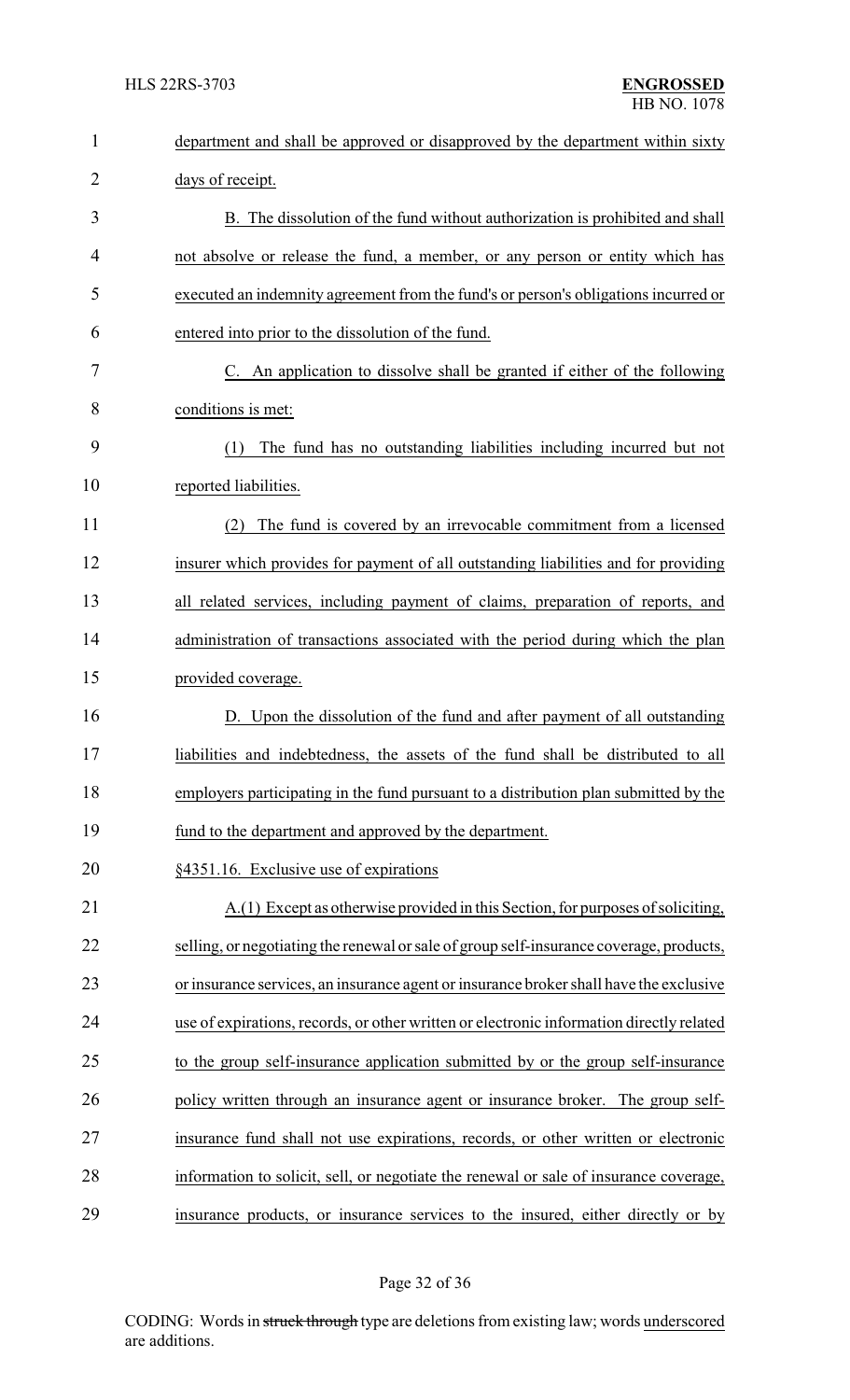department and shall be approved or disapproved by the department within sixty days of receipt.

B. The dissolution of the fund without authorization is prohibited and shall not absolve or release the fund, a member, or any person or entity which has executed an indemnity agreement from the fund's or person's obligations incurred or entered into prior to the dissolution of the fund.

C. An application to dissolve shall be granted if either of the following conditions is met:

(1) The fund has no outstanding liabilities including incurred but not reported liabilities.

(2) The fund is covered by an irrevocable commitment from a licensed insurer which provides for payment of all outstanding liabilities and for providing all related services, including payment of claims, preparation of reports, and administration of transactions associated with the period during which the plan provided coverage.

D. Upon the dissolution of the fund and after payment of all outstanding liabilities and indebtedness, the assets of the fund shall be distributed to all employers participating in the fund pursuant to a distribution plan submitted by the fund to the department and approved by the department.

§4351.16. Exclusive use of expirations

A.(1) Except as otherwise provided in this Section, for purposes of soliciting, selling, or negotiating the renewal or sale of group self-insurance coverage, products, or insurance services, an insurance agent or insurance broker shall have the exclusive use of expirations, records, or other written or electronic information directly related to the group self-insurance application submitted by or the group self-insurance policy written through an insurance agent or insurance broker. The group self-insurance fund shall not use expirations, records, or other written or electronic information to solicit, sell, or negotiate the renewal or sale of insurance coverage, insurance products, or insurance services to the insured, either directly or by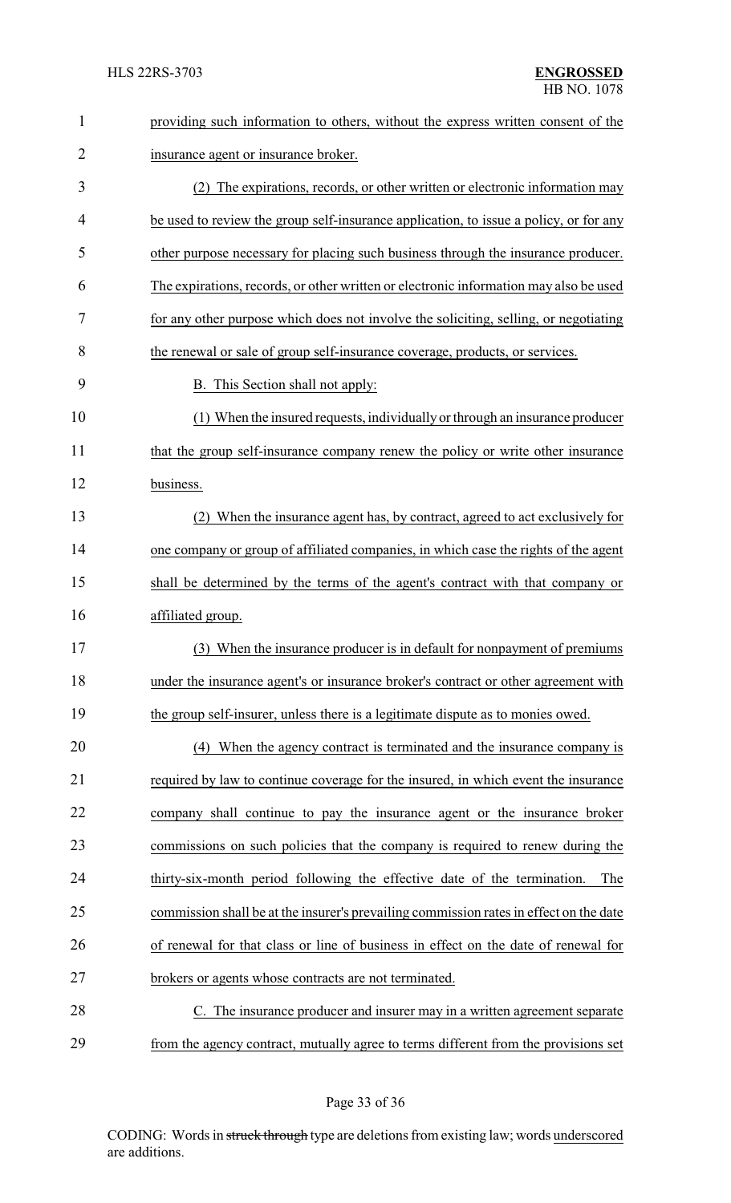providing such information to others, without the express written consent of the insurance agent or insurance broker.

(2) The expirations, records, or other written or electronic information may be used to review the group self-insurance application, to issue a policy, or for any other purpose necessary for placing such business through the insurance producer. The expirations, records, or other written or electronic information may also be used for any other purpose which does not involve the soliciting, selling, or negotiating the renewal or sale of group self-insurance coverage, products, or services.

B. This Section shall not apply:

(1) When the insured requests, individually or through an insurance producer that the group self-insurance company renew the policy or write other insurance business.

(2) When the insurance agent has, by contract, agreed to act exclusively for one company or group of affiliated companies, in which case the rights of the agent shall be determined by the terms of the agent's contract with that company or affiliated group.

(3) When the insurance producer is in default for nonpayment of premiums under the insurance agent's or insurance broker's contract or other agreement with the group self-insurer, unless there is a legitimate dispute as to monies owed.

(4) When the agency contract is terminated and the insurance company is required by law to continue coverage for the insured, in which event the insurance company shall continue to pay the insurance agent or the insurance broker commissions on such policies that the company is required to renew during the thirty-six-month period following the effective date of the termination. The commission shall be at the insurer's prevailing commission rates in effect on the date of renewal for that class or line of business in effect on the date of renewal for brokers or agents whose contracts are not terminated.

C. The insurance producer and insurer may in a written agreement separate from the agency contract, mutually agree to terms different from the provisions set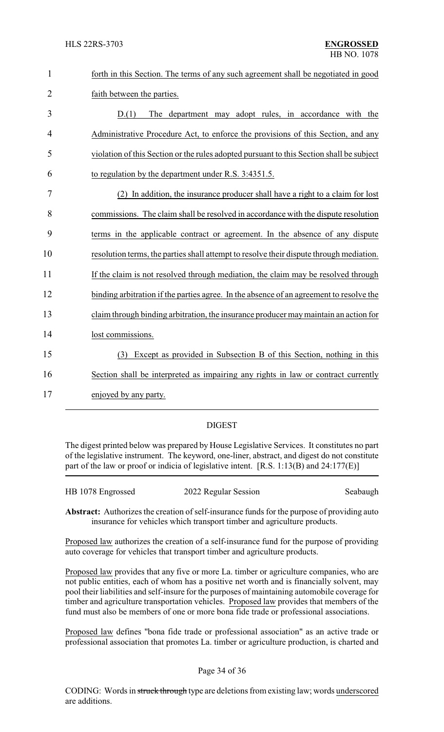forth in this Section. The terms of any such agreement shall be negotiated in good faith between the parties.

D.(1) The department may adopt rules, in accordance with the Administrative Procedure Act, to enforce the provisions of this Section, and any violation of this Section or the rules adopted pursuant to this Section shall be subject to regulation by the department under R.S. 3:4351.5.

(2) In addition, the insurance producer shall have a right to a claim for lost commissions. The claim shall be resolved in accordance with the dispute resolution terms in the applicable contract or agreement. In the absence of any dispute resolution terms, the parties shall attempt to resolve their dispute through mediation. If the claim is not resolved through mediation, the claim may be resolved through binding arbitration if the parties agree. In the absence of an agreement to resolve the claim through binding arbitration, the insurance producer may maintain an action for lost commissions.

(3) Except as provided in Subsection B of this Section, nothing in this Section shall be interpreted as impairing any rights in law or contract currently enjoyed by any party.

## DIGEST

The digest printed below was prepared by House Legislative Services. It constitutes no part of the legislative instrument. The keyword, one-liner, abstract, and digest do not constitute part of the law or proof or indicia of legislative intent. [R.S. 1:13(B) and 24:177(E)]

HB 1078 Engrossed 2022 Regular Session Seabaugh

**Abstract:** Authorizes the creation of self-insurance funds for the purpose of providing auto insurance for vehicles which transport timber and agriculture products.

Proposed law authorizes the creation of a self-insurance fund for the purpose of providing auto coverage for vehicles that transport timber and agriculture products.

Proposed law provides that any five or more La. timber or agriculture companies, who are not public entities, each of whom has a positive net worth and is financially solvent, may pool their liabilities and self-insure for the purposes of maintaining automobile coverage for timber and agriculture transportation vehicles. Proposed law provides that members of the fund must also be members of one or more bona fide trade or professional associations.

Proposed law defines "bona fide trade or professional association" as an active trade or professional association that promotes La. timber or agriculture production, is charted and

CODING: Words in ~~struck through~~ type are deletions from existing law; words underscored are additions.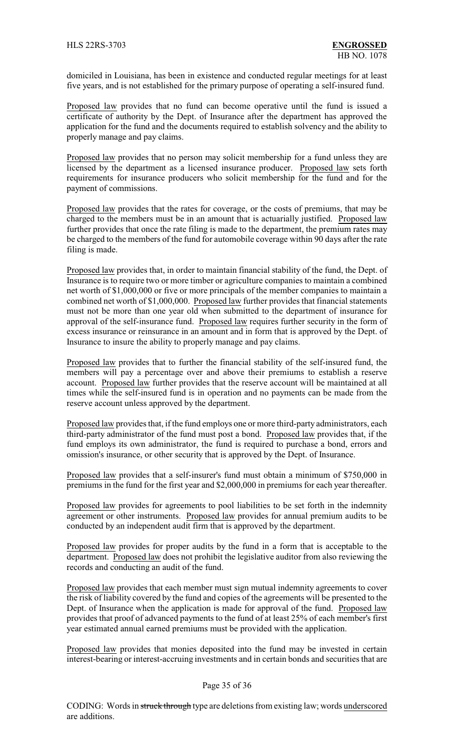domiciled in Louisiana, has been in existence and conducted regular meetings for at least five years, and is not established for the primary purpose of operating a self-insured fund.

Proposed law provides that no fund can become operative until the fund is issued a certificate of authority by the Dept. of Insurance after the department has approved the application for the fund and the documents required to establish solvency and the ability to properly manage and pay claims.

Proposed law provides that no person may solicit membership for a fund unless they are licensed by the department as a licensed insurance producer. Proposed law sets forth requirements for insurance producers who solicit membership for the fund and for the payment of commissions.

Proposed law provides that the rates for coverage, or the costs of premiums, that may be charged to the members must be in an amount that is actuarially justified. Proposed law further provides that once the rate filing is made to the department, the premium rates may be charged to the members of the fund for automobile coverage within 90 days after the rate filing is made.

Proposed law provides that, in order to maintain financial stability of the fund, the Dept. of Insurance is to require two or more timber or agriculture companies to maintain a combined net worth of $1,000,000 or five or more principals of the member companies to maintain a combined net worth of $1,000,000. Proposed law further provides that financial statements must not be more than one year old when submitted to the department of insurance for approval of the self-insurance fund. Proposed law requires further security in the form of excess insurance or reinsurance in an amount and in form that is approved by the Dept. of Insurance to insure the ability to properly manage and pay claims.

Proposed law provides that to further the financial stability of the self-insured fund, the members will pay a percentage over and above their premiums to establish a reserve account. Proposed law further provides that the reserve account will be maintained at all times while the self-insured fund is in operation and no payments can be made from the reserve account unless approved by the department.

Proposed law provides that, if the fund employs one or more third-party administrators, each third-party administrator of the fund must post a bond. Proposed law provides that, if the fund employs its own administrator, the fund is required to purchase a bond, errors and omission's insurance, or other security that is approved by the Dept. of Insurance.

Proposed law provides that a self-insurer's fund must obtain a minimum of $750,000 in premiums in the fund for the first year and $2,000,000 in premiums for each year thereafter.

Proposed law provides for agreements to pool liabilities to be set forth in the indemnity agreement or other instruments. Proposed law provides for annual premium audits to be conducted by an independent audit firm that is approved by the department.

Proposed law provides for proper audits by the fund in a form that is acceptable to the department. Proposed law does not prohibit the legislative auditor from also reviewing the records and conducting an audit of the fund.

Proposed law provides that each member must sign mutual indemnity agreements to cover the risk of liability covered by the fund and copies of the agreements will be presented to the Dept. of Insurance when the application is made for approval of the fund. Proposed law provides that proof of advanced payments to the fund of at least 25% of each member's first year estimated annual earned premiums must be provided with the application.

Proposed law provides that monies deposited into the fund may be invested in certain interest-bearing or interest-accruing investments and in certain bonds and securities that are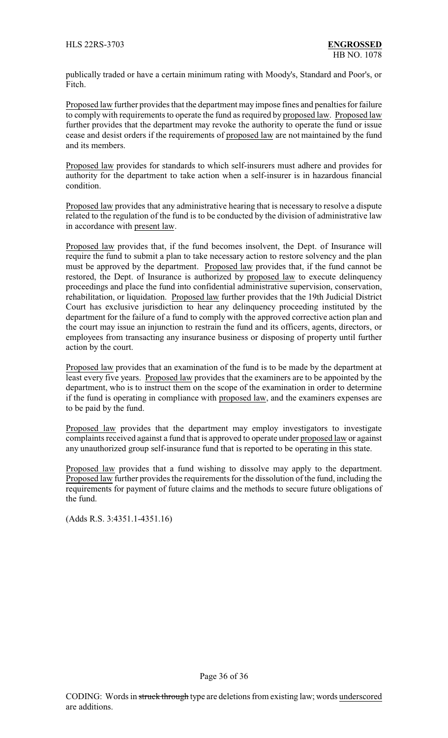publically traded or have a certain minimum rating with Moody's, Standard and Poor's, or Fitch.

Proposed law further provides that the department may impose fines and penalties for failure to comply with requirements to operate the fund as required by proposed law. Proposed law further provides that the department may revoke the authority to operate the fund or issue cease and desist orders if the requirements of proposed law are not maintained by the fund and its members.

Proposed law provides for standards to which self-insurers must adhere and provides for authority for the department to take action when a self-insurer is in hazardous financial condition.

Proposed law provides that any administrative hearing that is necessary to resolve a dispute related to the regulation of the fund is to be conducted by the division of administrative law in accordance with present law.

Proposed law provides that, if the fund becomes insolvent, the Dept. of Insurance will require the fund to submit a plan to take necessary action to restore solvency and the plan must be approved by the department. Proposed law provides that, if the fund cannot be restored, the Dept. of Insurance is authorized by proposed law to execute delinquency proceedings and place the fund into confidential administrative supervision, conservation, rehabilitation, or liquidation. Proposed law further provides that the 19th Judicial District Court has exclusive jurisdiction to hear any delinquency proceeding instituted by the department for the failure of a fund to comply with the approved corrective action plan and the court may issue an injunction to restrain the fund and its officers, agents, directors, or employees from transacting any insurance business or disposing of property until further action by the court.

Proposed law provides that an examination of the fund is to be made by the department at least every five years. Proposed law provides that the examiners are to be appointed by the department, who is to instruct them on the scope of the examination in order to determine if the fund is operating in compliance with proposed law, and the examiners expenses are to be paid by the fund.

Proposed law provides that the department may employ investigators to investigate complaints received against a fund that is approved to operate under proposed law or against any unauthorized group self-insurance fund that is reported to be operating in this state.

Proposed law provides that a fund wishing to dissolve may apply to the department. Proposed law further provides the requirements for the dissolution of the fund, including the requirements for payment of future claims and the methods to secure future obligations of the fund.

(Adds R.S. 3:4351.1-4351.16)